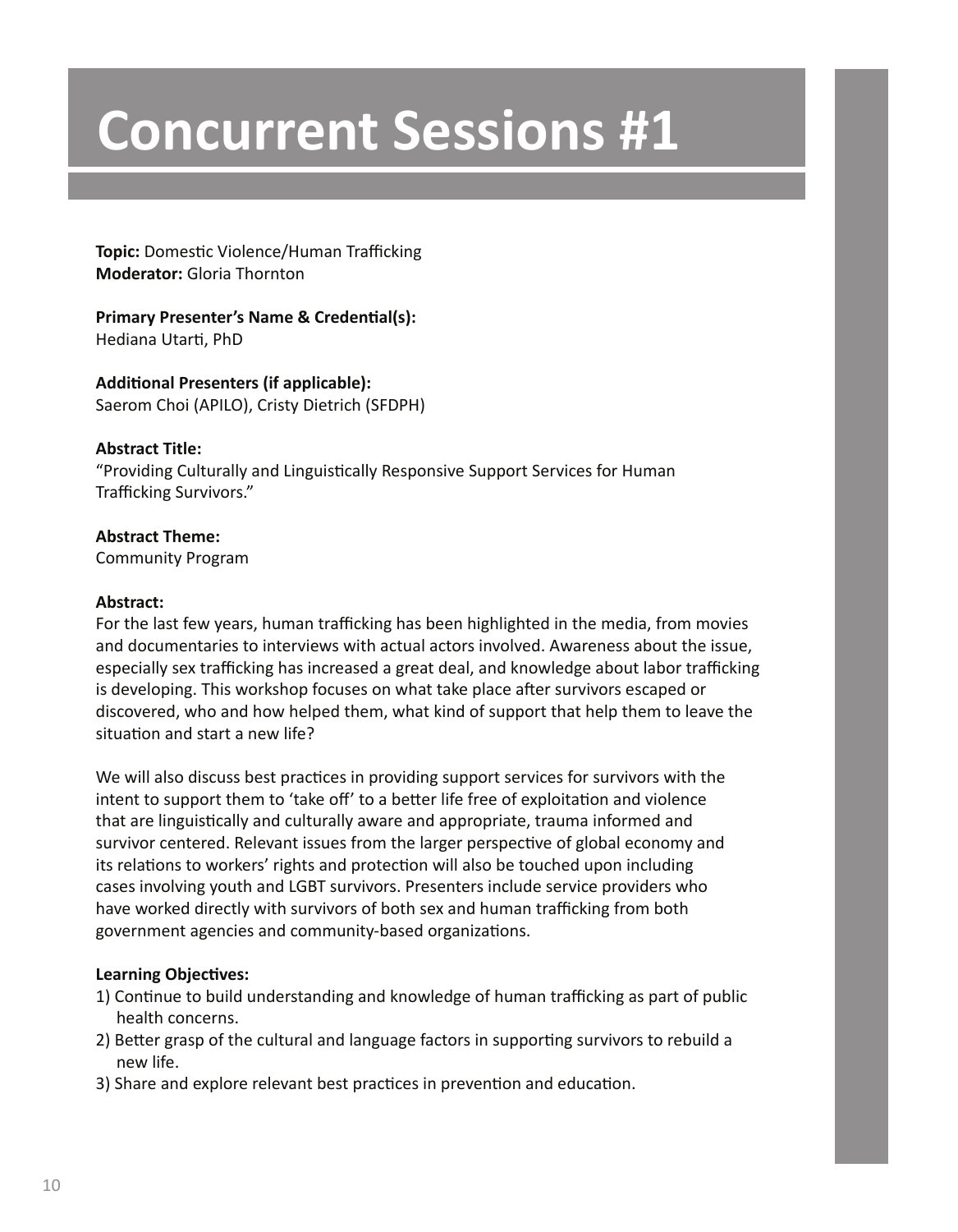# Concurrent Sessions #1

**Topic:** Domestic Violence/Human Trafficking
**Moderator:** Gloria Thornton

**Primary Presenter's Name & Credential(s):**
Hediana Utarti, PhD

**Additional Presenters (if applicable):**
Saerom Choi (APILO), Cristy Dietrich (SFDPH)

**Abstract Title:**
"Providing Culturally and Linguistically Responsive Support Services for Human Trafficking Survivors."

**Abstract Theme:**
Community Program

**Abstract:**
For the last few years, human trafficking has been highlighted in the media, from movies and documentaries to interviews with actual actors involved. Awareness about the issue, especially sex trafficking has increased a great deal, and knowledge about labor trafficking is developing. This workshop focuses on what take place after survivors escaped or discovered, who and how helped them, what kind of support that help them to leave the situation and start a new life?

We will also discuss best practices in providing support services for survivors with the intent to support them to 'take off' to a better life free of exploitation and violence that are linguistically and culturally aware and appropriate, trauma informed and survivor centered. Relevant issues from the larger perspective of global economy and its relations to workers' rights and protection will also be touched upon including cases involving youth and LGBT survivors. Presenters include service providers who have worked directly with survivors of both sex and human trafficking from both government agencies and community-based organizations.

**Learning Objectives:**

1) Continue to build understanding and knowledge of human trafficking as part of public health concerns.
2) Better grasp of the cultural and language factors in supporting survivors to rebuild a new life.
3) Share and explore relevant best practices in prevention and education.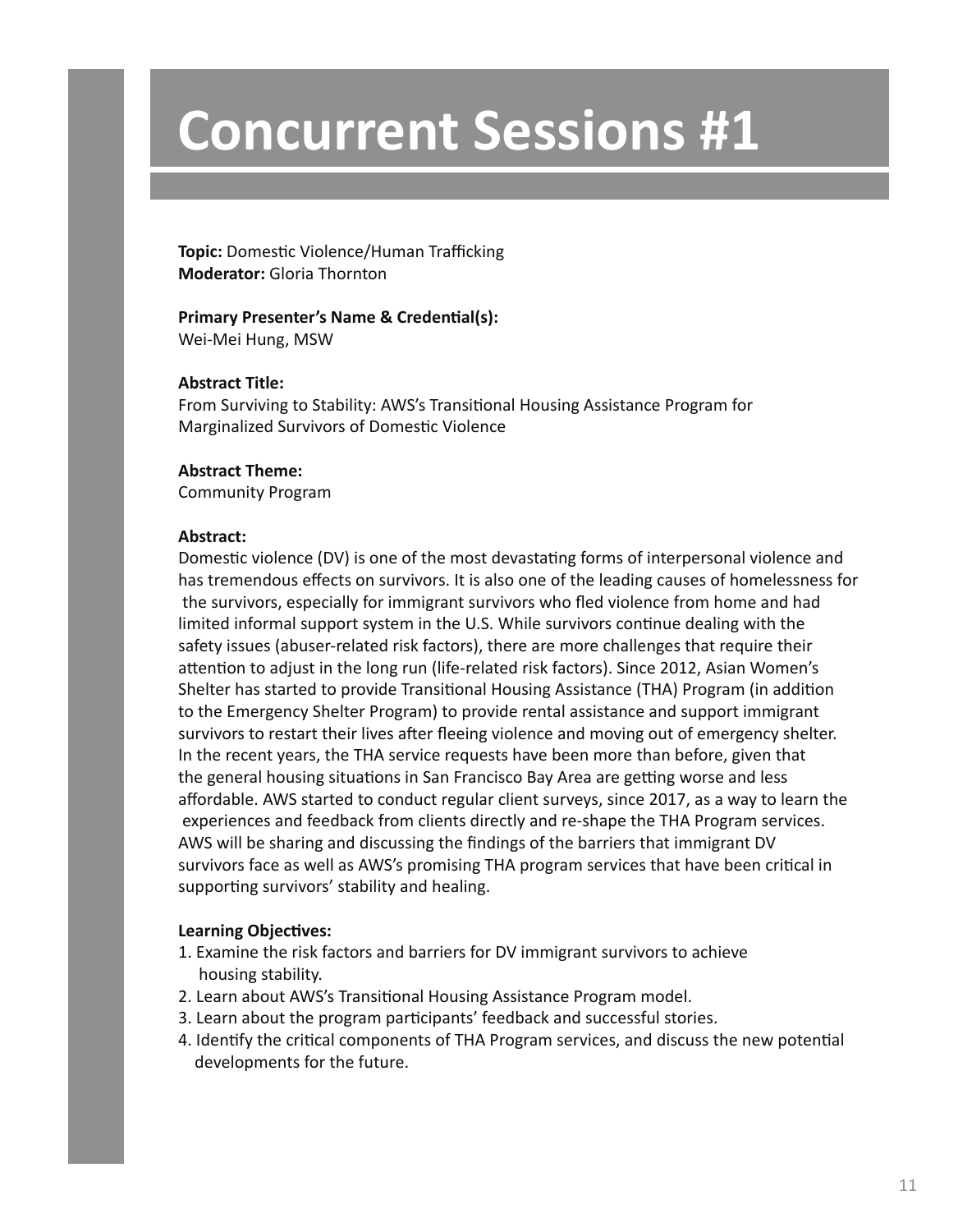# Concurrent Sessions #1

**Topic:** Domestic Violence/Human Trafficking
**Moderator:** Gloria Thornton

**Primary Presenter's Name & Credential(s):**
Wei-Mei Hung, MSW

**Abstract Title:**
From Surviving to Stability: AWS's Transitional Housing Assistance Program for Marginalized Survivors of Domestic Violence

**Abstract Theme:**
Community Program

**Abstract:**
Domestic violence (DV) is one of the most devastating forms of interpersonal violence and has tremendous effects on survivors. It is also one of the leading causes of homelessness for the survivors, especially for immigrant survivors who fled violence from home and had limited informal support system in the U.S. While survivors continue dealing with the safety issues (abuser-related risk factors), there are more challenges that require their attention to adjust in the long run (life-related risk factors). Since 2012, Asian Women's Shelter has started to provide Transitional Housing Assistance (THA) Program (in addition to the Emergency Shelter Program) to provide rental assistance and support immigrant survivors to restart their lives after fleeing violence and moving out of emergency shelter. In the recent years, the THA service requests have been more than before, given that the general housing situations in San Francisco Bay Area are getting worse and less affordable. AWS started to conduct regular client surveys, since 2017, as a way to learn the experiences and feedback from clients directly and re-shape the THA Program services. AWS will be sharing and discussing the findings of the barriers that immigrant DV survivors face as well as AWS's promising THA program services that have been critical in supporting survivors' stability and healing.

**Learning Objectives:**

1. Examine the risk factors and barriers for DV immigrant survivors to achieve housing stability.
2. Learn about AWS's Transitional Housing Assistance Program model.
3. Learn about the program participants' feedback and successful stories.
4. Identify the critical components of THA Program services, and discuss the new potential developments for the future.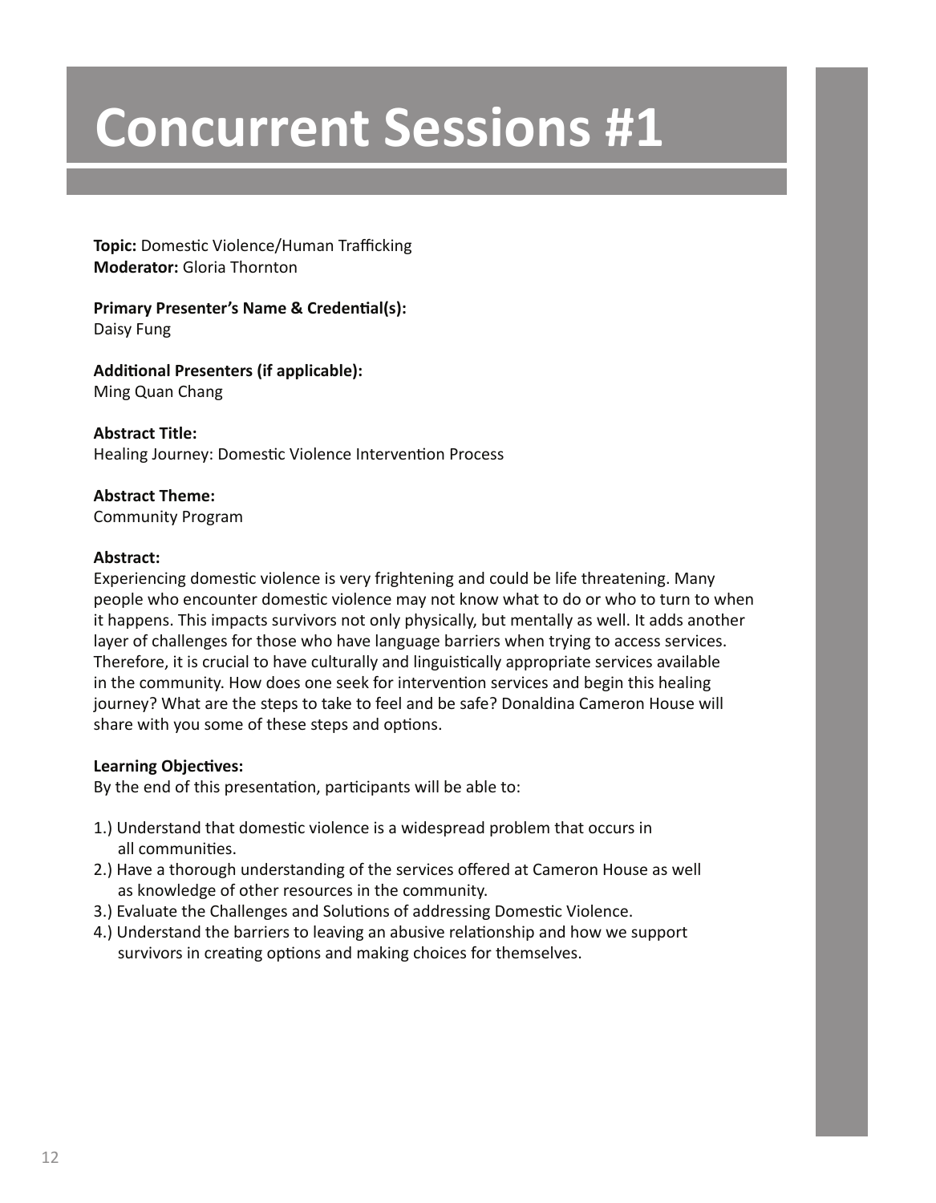# Concurrent Sessions #1

**Topic:** Domestic Violence/Human Trafficking
**Moderator:** Gloria Thornton

**Primary Presenter's Name & Credential(s):**
Daisy Fung

**Additional Presenters (if applicable):**
Ming Quan Chang

**Abstract Title:**
Healing Journey: Domestic Violence Intervention Process

**Abstract Theme:**
Community Program

**Abstract:**
Experiencing domestic violence is very frightening and could be life threatening. Many people who encounter domestic violence may not know what to do or who to turn to when it happens. This impacts survivors not only physically, but mentally as well. It adds another layer of challenges for those who have language barriers when trying to access services. Therefore, it is crucial to have culturally and linguistically appropriate services available in the community. How does one seek for intervention services and begin this healing journey? What are the steps to take to feel and be safe? Donaldina Cameron House will share with you some of these steps and options.

**Learning Objectives:**
By the end of this presentation, participants will be able to:

1.) Understand that domestic violence is a widespread problem that occurs in all communities.
2.) Have a thorough understanding of the services offered at Cameron House as well as knowledge of other resources in the community.
3.) Evaluate the Challenges and Solutions of addressing Domestic Violence.
4.) Understand the barriers to leaving an abusive relationship and how we support survivors in creating options and making choices for themselves.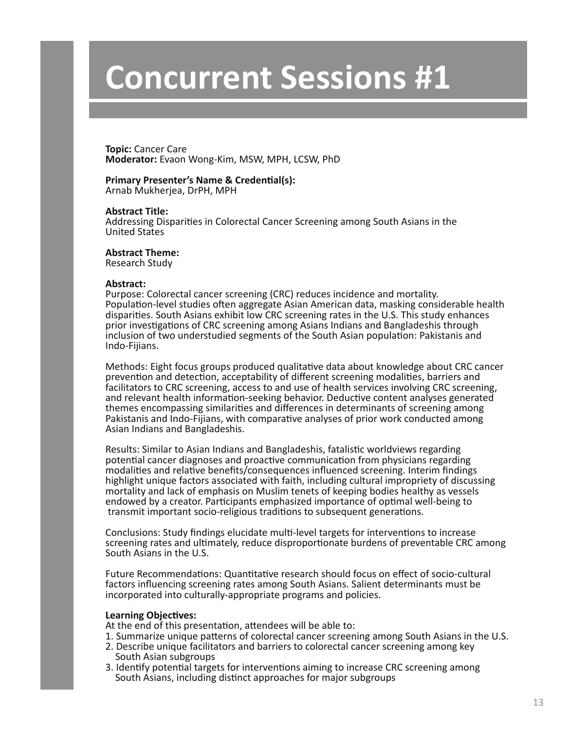# Concurrent Sessions #1

**Topic:** Cancer Care
**Moderator:** Evaon Wong-Kim, MSW, MPH, LCSW, PhD

**Primary Presenter's Name & Credential(s):**
Arnab Mukherjea, DrPH, MPH

**Abstract Title:**
Addressing Disparities in Colorectal Cancer Screening among South Asians in the United States

**Abstract Theme:**
Research Study

**Abstract:**
Purpose: Colorectal cancer screening (CRC) reduces incidence and mortality. Population-level studies often aggregate Asian American data, masking considerable health disparities. South Asians exhibit low CRC screening rates in the U.S. This study enhances prior investigations of CRC screening among Asians Indians and Bangladeshis through inclusion of two understudied segments of the South Asian population: Pakistanis and Indo-Fijians.

Methods: Eight focus groups produced qualitative data about knowledge about CRC cancer prevention and detection, acceptability of different screening modalities, barriers and facilitators to CRC screening, access to and use of health services involving CRC screening, and relevant health information-seeking behavior. Deductive content analyses generated themes encompassing similarities and differences in determinants of screening among Pakistanis and Indo-Fijians, with comparative analyses of prior work conducted among Asian Indians and Bangladeshis.

Results: Similar to Asian Indians and Bangladeshis, fatalistic worldviews regarding potential cancer diagnoses and proactive communication from physicians regarding modalities and relative benefits/consequences influenced screening. Interim findings highlight unique factors associated with faith, including cultural impropriety of discussing mortality and lack of emphasis on Muslim tenets of keeping bodies healthy as vessels endowed by a creator. Participants emphasized importance of optimal well-being to transmit important socio-religious traditions to subsequent generations.

Conclusions: Study findings elucidate multi-level targets for interventions to increase screening rates and ultimately, reduce disproportionate burdens of preventable CRC among South Asians in the U.S.

Future Recommendations: Quantitative research should focus on effect of socio-cultural factors influencing screening rates among South Asians. Salient determinants must be incorporated into culturally-appropriate programs and policies.

**Learning Objectives:**
At the end of this presentation, attendees will be able to:
1. Summarize unique patterns of colorectal cancer screening among South Asians in the U.S.
2. Describe unique facilitators and barriers to colorectal cancer screening among key South Asian subgroups
3. Identify potential targets for interventions aiming to increase CRC screening among South Asians, including distinct approaches for major subgroups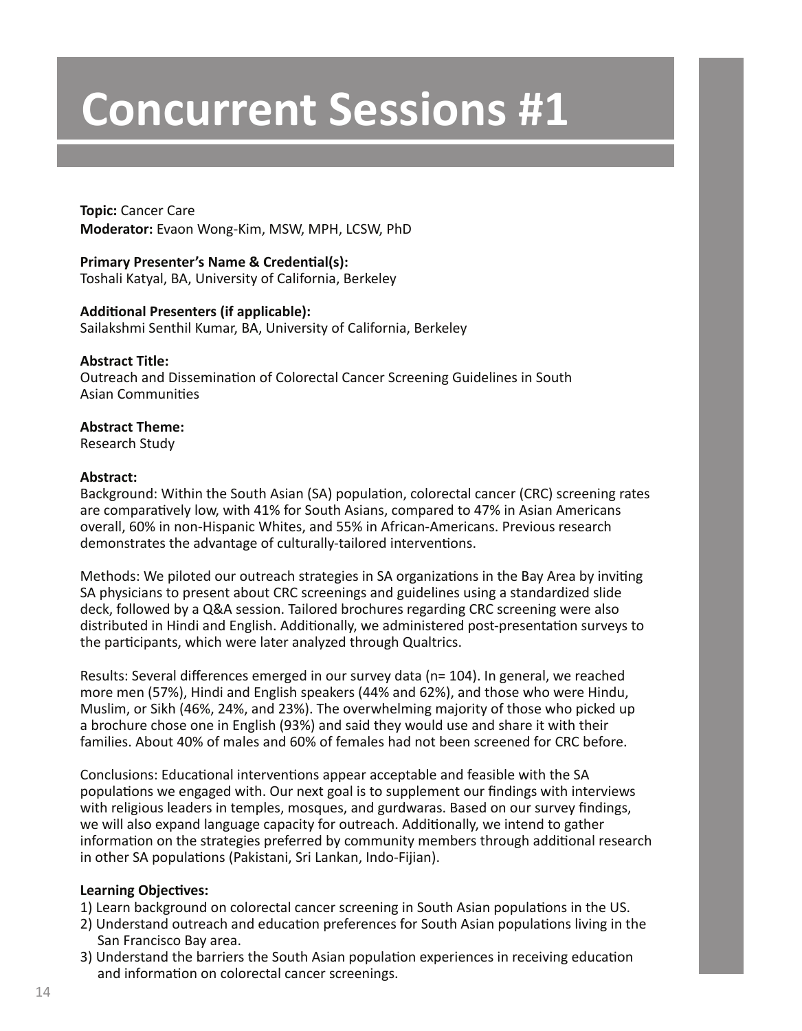# Concurrent Sessions #1

**Topic:** Cancer Care
**Moderator:** Evaon Wong-Kim, MSW, MPH, LCSW, PhD

**Primary Presenter's Name & Credential(s):**
Toshali Katyal, BA, University of California, Berkeley

**Additional Presenters (if applicable):**
Sailakshmi Senthil Kumar, BA, University of California, Berkeley

**Abstract Title:**
Outreach and Dissemination of Colorectal Cancer Screening Guidelines in South Asian Communities

**Abstract Theme:**
Research Study

**Abstract:**
Background: Within the South Asian (SA) population, colorectal cancer (CRC) screening rates are comparatively low, with 41% for South Asians, compared to 47% in Asian Americans overall, 60% in non-Hispanic Whites, and 55% in African-Americans. Previous research demonstrates the advantage of culturally-tailored interventions.

Methods: We piloted our outreach strategies in SA organizations in the Bay Area by inviting SA physicians to present about CRC screenings and guidelines using a standardized slide deck, followed by a Q&A session. Tailored brochures regarding CRC screening were also distributed in Hindi and English. Additionally, we administered post-presentation surveys to the participants, which were later analyzed through Qualtrics.

Results: Several differences emerged in our survey data (n= 104). In general, we reached more men (57%), Hindi and English speakers (44% and 62%), and those who were Hindu, Muslim, or Sikh (46%, 24%, and 23%). The overwhelming majority of those who picked up a brochure chose one in English (93%) and said they would use and share it with their families. About 40% of males and 60% of females had not been screened for CRC before.

Conclusions: Educational interventions appear acceptable and feasible with the SA populations we engaged with. Our next goal is to supplement our findings with interviews with religious leaders in temples, mosques, and gurdwaras. Based on our survey findings, we will also expand language capacity for outreach. Additionally, we intend to gather information on the strategies preferred by community members through additional research in other SA populations (Pakistani, Sri Lankan, Indo-Fijian).

**Learning Objectives:**
1) Learn background on colorectal cancer screening in South Asian populations in the US.
2) Understand outreach and education preferences for South Asian populations living in the San Francisco Bay area.
3) Understand the barriers the South Asian population experiences in receiving education and information on colorectal cancer screenings.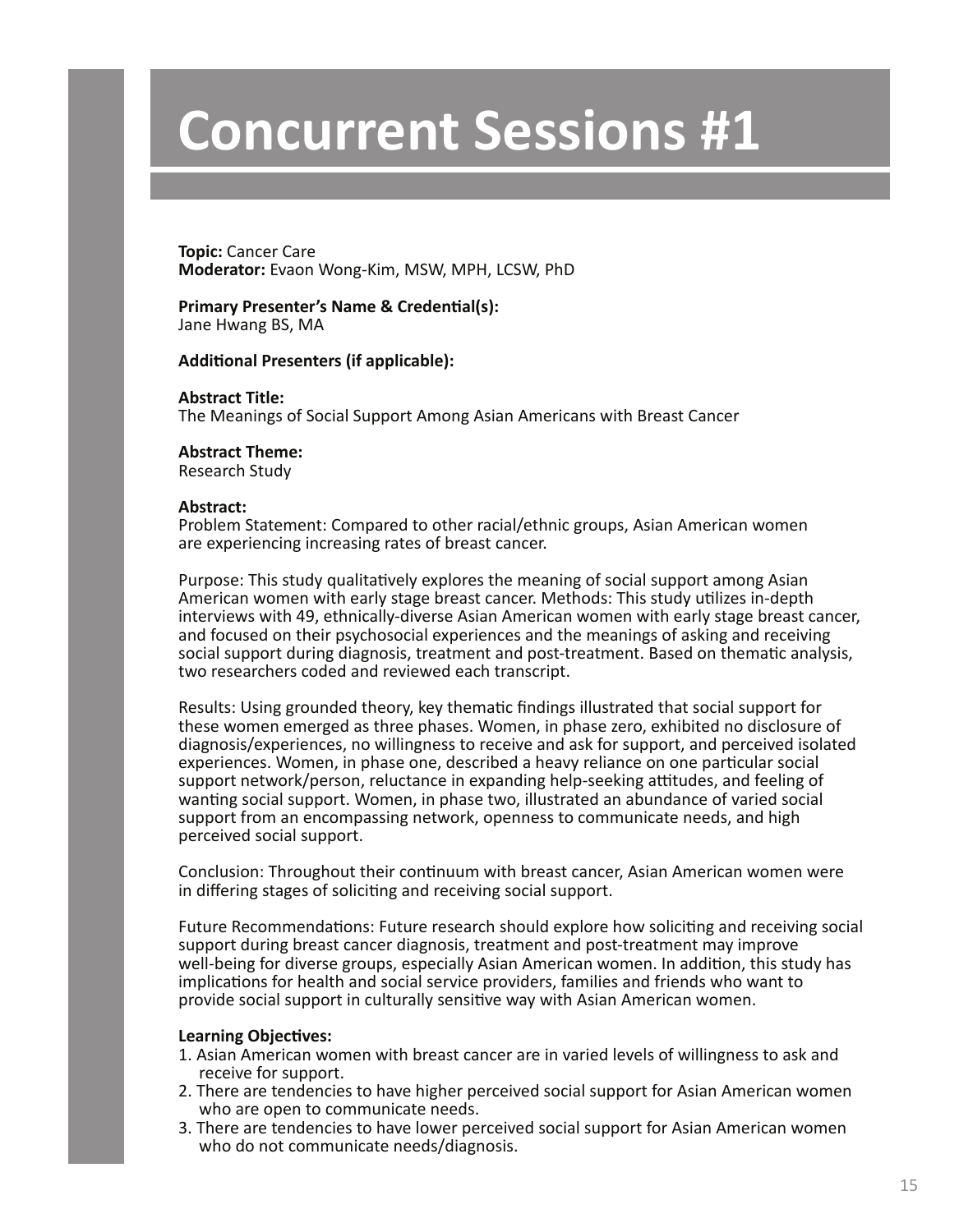# Concurrent Sessions #1

**Topic:** Cancer Care
**Moderator:** Evaon Wong-Kim, MSW, MPH, LCSW, PhD

**Primary Presenter's Name & Credential(s):**
Jane Hwang BS, MA

**Additional Presenters (if applicable):**

**Abstract Title:**
The Meanings of Social Support Among Asian Americans with Breast Cancer

**Abstract Theme:**
Research Study

**Abstract:**
Problem Statement: Compared to other racial/ethnic groups, Asian American women are experiencing increasing rates of breast cancer.

Purpose: This study qualitatively explores the meaning of social support among Asian American women with early stage breast cancer. Methods: This study utilizes in-depth interviews with 49, ethnically-diverse Asian American women with early stage breast cancer, and focused on their psychosocial experiences and the meanings of asking and receiving social support during diagnosis, treatment and post-treatment. Based on thematic analysis, two researchers coded and reviewed each transcript.

Results: Using grounded theory, key thematic findings illustrated that social support for these women emerged as three phases. Women, in phase zero, exhibited no disclosure of diagnosis/experiences, no willingness to receive and ask for support, and perceived isolated experiences. Women, in phase one, described a heavy reliance on one particular social support network/person, reluctance in expanding help-seeking attitudes, and feeling of wanting social support. Women, in phase two, illustrated an abundance of varied social support from an encompassing network, openness to communicate needs, and high perceived social support.

Conclusion: Throughout their continuum with breast cancer, Asian American women were in differing stages of soliciting and receiving social support.

Future Recommendations: Future research should explore how soliciting and receiving social support during breast cancer diagnosis, treatment and post-treatment may improve well-being for diverse groups, especially Asian American women. In addition, this study has implications for health and social service providers, families and friends who want to provide social support in culturally sensitive way with Asian American women.

**Learning Objectives:**
1. Asian American women with breast cancer are in varied levels of willingness to ask and receive for support.
2. There are tendencies to have higher perceived social support for Asian American women who are open to communicate needs.
3. There are tendencies to have lower perceived social support for Asian American women who do not communicate needs/diagnosis.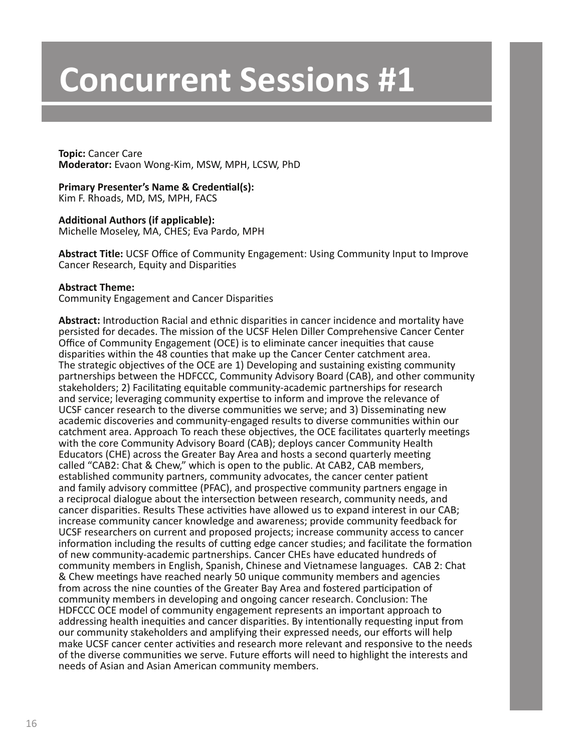# Concurrent Sessions #1

**Topic:** Cancer Care
**Moderator:** Evaon Wong-Kim, MSW, MPH, LCSW, PhD

**Primary Presenter's Name & Credential(s):**
Kim F. Rhoads, MD, MS, MPH, FACS

**Additional Authors (if applicable):**
Michelle Moseley, MA, CHES; Eva Pardo, MPH

**Abstract Title:** UCSF Office of Community Engagement: Using Community Input to Improve Cancer Research, Equity and Disparities

**Abstract Theme:**
Community Engagement and Cancer Disparities

**Abstract:** Introduction Racial and ethnic disparities in cancer incidence and mortality have persisted for decades. The mission of the UCSF Helen Diller Comprehensive Cancer Center Office of Community Engagement (OCE) is to eliminate cancer inequities that cause disparities within the 48 counties that make up the Cancer Center catchment area. The strategic objectives of the OCE are 1) Developing and sustaining existing community partnerships between the HDFCCC, Community Advisory Board (CAB), and other community stakeholders; 2) Facilitating equitable community-academic partnerships for research and service; leveraging community expertise to inform and improve the relevance of UCSF cancer research to the diverse communities we serve; and 3) Disseminating new academic discoveries and community-engaged results to diverse communities within our catchment area. Approach To reach these objectives, the OCE facilitates quarterly meetings with the core Community Advisory Board (CAB); deploys cancer Community Health Educators (CHE) across the Greater Bay Area and hosts a second quarterly meeting called "CAB2: Chat & Chew," which is open to the public. At CAB2, CAB members, established community partners, community advocates, the cancer center patient and family advisory committee (PFAC), and prospective community partners engage in a reciprocal dialogue about the intersection between research, community needs, and cancer disparities. Results These activities have allowed us to expand interest in our CAB; increase community cancer knowledge and awareness; provide community feedback for UCSF researchers on current and proposed projects; increase community access to cancer information including the results of cutting edge cancer studies; and facilitate the formation of new community-academic partnerships. Cancer CHEs have educated hundreds of community members in English, Spanish, Chinese and Vietnamese languages. CAB 2: Chat & Chew meetings have reached nearly 50 unique community members and agencies from across the nine counties of the Greater Bay Area and fostered participation of community members in developing and ongoing cancer research. Conclusion: The HDFCCC OCE model of community engagement represents an important approach to addressing health inequities and cancer disparities. By intentionally requesting input from our community stakeholders and amplifying their expressed needs, our efforts will help make UCSF cancer center activities and research more relevant and responsive to the needs of the diverse communities we serve. Future efforts will need to highlight the interests and needs of Asian and Asian American community members.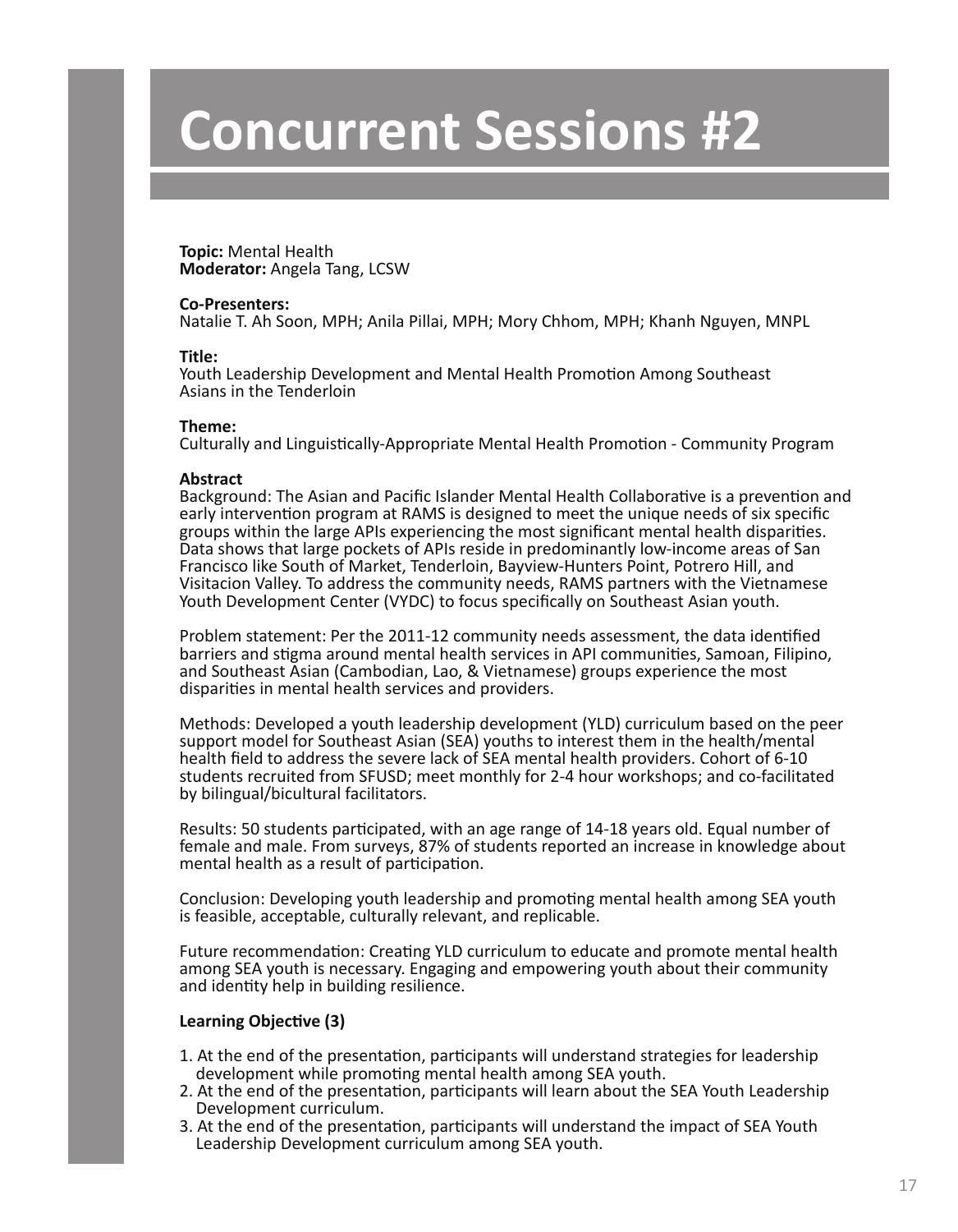# Concurrent Sessions #2

**Topic:** Mental Health
**Moderator:** Angela Tang, LCSW

**Co-Presenters:**
Natalie T. Ah Soon, MPH; Anila Pillai, MPH; Mory Chhom, MPH; Khanh Nguyen, MNPL

**Title:**
Youth Leadership Development and Mental Health Promotion Among Southeast Asians in the Tenderloin

**Theme:**
Culturally and Linguistically-Appropriate Mental Health Promotion - Community Program

**Abstract**
Background: The Asian and Pacific Islander Mental Health Collaborative is a prevention and early intervention program at RAMS is designed to meet the unique needs of six specific groups within the large APIs experiencing the most significant mental health disparities. Data shows that large pockets of APIs reside in predominantly low-income areas of San Francisco like South of Market, Tenderloin, Bayview-Hunters Point, Potrero Hill, and Visitacion Valley. To address the community needs, RAMS partners with the Vietnamese Youth Development Center (VYDC) to focus specifically on Southeast Asian youth.

Problem statement: Per the 2011-12 community needs assessment, the data identified barriers and stigma around mental health services in API communities, Samoan, Filipino, and Southeast Asian (Cambodian, Lao, & Vietnamese) groups experience the most disparities in mental health services and providers.

Methods: Developed a youth leadership development (YLD) curriculum based on the peer support model for Southeast Asian (SEA) youths to interest them in the health/mental health field to address the severe lack of SEA mental health providers. Cohort of 6-10 students recruited from SFUSD; meet monthly for 2-4 hour workshops; and co-facilitated by bilingual/bicultural facilitators.

Results: 50 students participated, with an age range of 14-18 years old. Equal number of female and male. From surveys, 87% of students reported an increase in knowledge about mental health as a result of participation.

Conclusion: Developing youth leadership and promoting mental health among SEA youth is feasible, acceptable, culturally relevant, and replicable.

Future recommendation: Creating YLD curriculum to educate and promote mental health among SEA youth is necessary. Engaging and empowering youth about their community and identity help in building resilience.

**Learning Objective (3)**

1. At the end of the presentation, participants will understand strategies for leadership development while promoting mental health among SEA youth.
2. At the end of the presentation, participants will learn about the SEA Youth Leadership Development curriculum.
3. At the end of the presentation, participants will understand the impact of SEA Youth Leadership Development curriculum among SEA youth.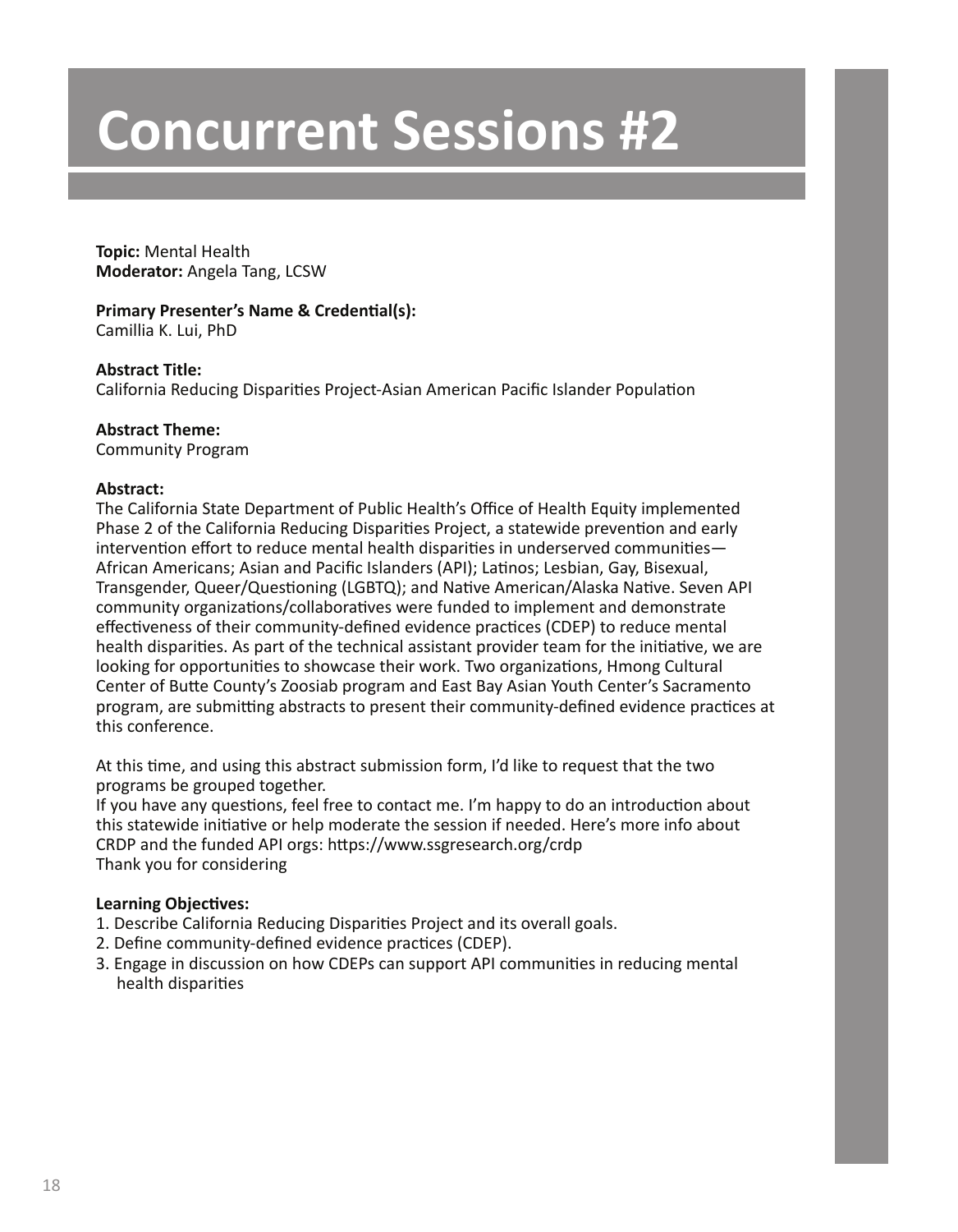# Concurrent Sessions #2

**Topic:** Mental Health
**Moderator:** Angela Tang, LCSW

**Primary Presenter's Name & Credential(s):**
Camillia K. Lui, PhD

**Abstract Title:**
California Reducing Disparities Project-Asian American Pacific Islander Population

**Abstract Theme:**
Community Program

**Abstract:**
The California State Department of Public Health's Office of Health Equity implemented Phase 2 of the California Reducing Disparities Project, a statewide prevention and early intervention effort to reduce mental health disparities in underserved communities—African Americans; Asian and Pacific Islanders (API); Latinos; Lesbian, Gay, Bisexual, Transgender, Queer/Questioning (LGBTQ); and Native American/Alaska Native. Seven API community organizations/collaboratives were funded to implement and demonstrate effectiveness of their community-defined evidence practices (CDEP) to reduce mental health disparities. As part of the technical assistant provider team for the initiative, we are looking for opportunities to showcase their work. Two organizations, Hmong Cultural Center of Butte County's Zoosiab program and East Bay Asian Youth Center's Sacramento program, are submitting abstracts to present their community-defined evidence practices at this conference.

At this time, and using this abstract submission form, I'd like to request that the two programs be grouped together.
If you have any questions, feel free to contact me. I'm happy to do an introduction about this statewide initiative or help moderate the session if needed. Here's more info about CRDP and the funded API orgs: https://www.ssgresearch.org/crdp
Thank you for considering

**Learning Objectives:**

1. Describe California Reducing Disparities Project and its overall goals.
2. Define community-defined evidence practices (CDEP).
3. Engage in discussion on how CDEPs can support API communities in reducing mental health disparities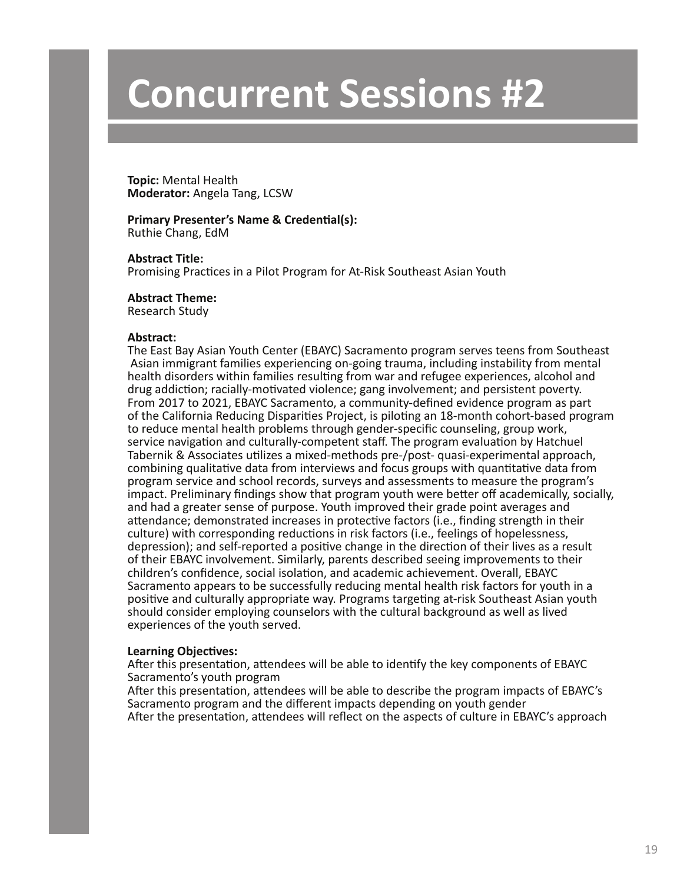# Concurrent Sessions #2

**Topic:** Mental Health
**Moderator:** Angela Tang, LCSW

**Primary Presenter's Name & Credential(s):**
Ruthie Chang, EdM

**Abstract Title:**
Promising Practices in a Pilot Program for At-Risk Southeast Asian Youth

**Abstract Theme:**
Research Study

**Abstract:**
The East Bay Asian Youth Center (EBAYC) Sacramento program serves teens from Southeast Asian immigrant families experiencing on-going trauma, including instability from mental health disorders within families resulting from war and refugee experiences, alcohol and drug addiction; racially-motivated violence; gang involvement; and persistent poverty. From 2017 to 2021, EBAYC Sacramento, a community-defined evidence program as part of the California Reducing Disparities Project, is piloting an 18-month cohort-based program to reduce mental health problems through gender-specific counseling, group work, service navigation and culturally-competent staff. The program evaluation by Hatchuel Tabernik & Associates utilizes a mixed-methods pre-/post- quasi-experimental approach, combining qualitative data from interviews and focus groups with quantitative data from program service and school records, surveys and assessments to measure the program's impact. Preliminary findings show that program youth were better off academically, socially, and had a greater sense of purpose. Youth improved their grade point averages and attendance; demonstrated increases in protective factors (i.e., finding strength in their culture) with corresponding reductions in risk factors (i.e., feelings of hopelessness, depression); and self-reported a positive change in the direction of their lives as a result of their EBAYC involvement. Similarly, parents described seeing improvements to their children's confidence, social isolation, and academic achievement. Overall, EBAYC Sacramento appears to be successfully reducing mental health risk factors for youth in a positive and culturally appropriate way. Programs targeting at-risk Southeast Asian youth should consider employing counselors with the cultural background as well as lived experiences of the youth served.

**Learning Objectives:**
After this presentation, attendees will be able to identify the key components of EBAYC Sacramento's youth program
After this presentation, attendees will be able to describe the program impacts of EBAYC's Sacramento program and the different impacts depending on youth gender
After the presentation, attendees will reflect on the aspects of culture in EBAYC's approach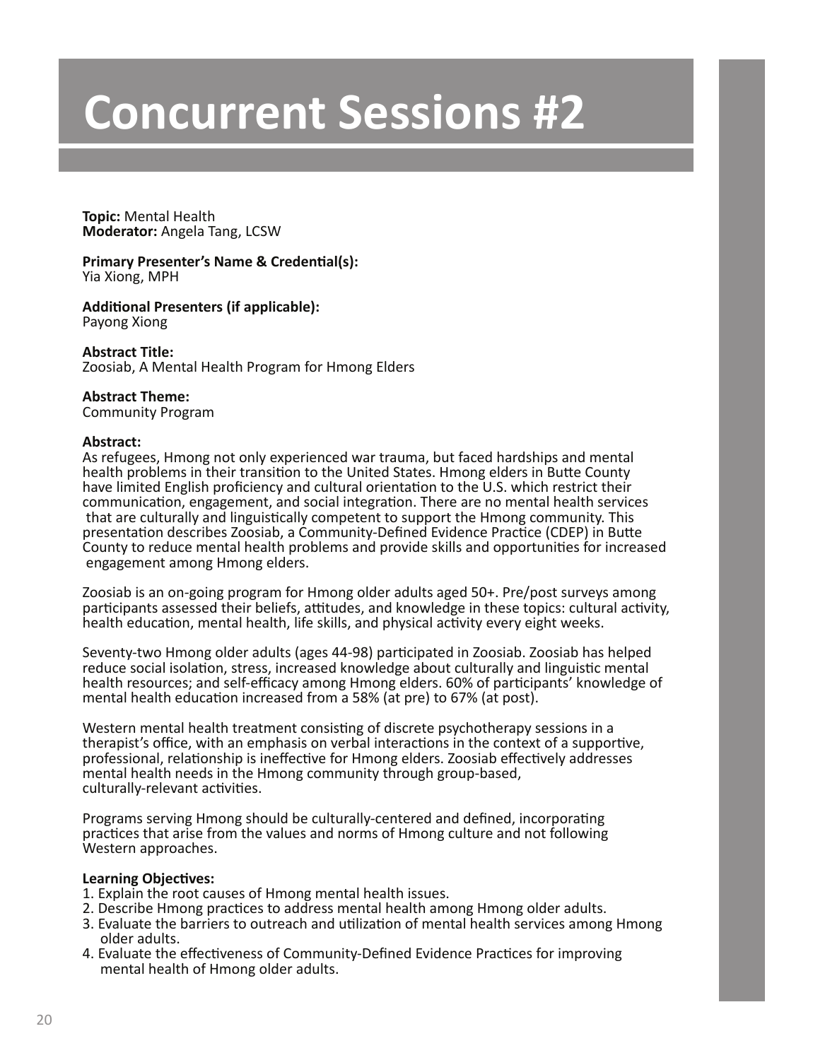# Concurrent Sessions #2

**Topic:** Mental Health
**Moderator:** Angela Tang, LCSW

**Primary Presenter's Name & Credential(s):**
Yia Xiong, MPH

**Additional Presenters (if applicable):**
Payong Xiong

**Abstract Title:**
Zoosiab, A Mental Health Program for Hmong Elders

**Abstract Theme:**
Community Program

**Abstract:**
As refugees, Hmong not only experienced war trauma, but faced hardships and mental health problems in their transition to the United States. Hmong elders in Butte County have limited English proficiency and cultural orientation to the U.S. which restrict their communication, engagement, and social integration. There are no mental health services that are culturally and linguistically competent to support the Hmong community. This presentation describes Zoosiab, a Community-Defined Evidence Practice (CDEP) in Butte County to reduce mental health problems and provide skills and opportunities for increased engagement among Hmong elders.

Zoosiab is an on-going program for Hmong older adults aged 50+. Pre/post surveys among participants assessed their beliefs, attitudes, and knowledge in these topics: cultural activity, health education, mental health, life skills, and physical activity every eight weeks.

Seventy-two Hmong older adults (ages 44-98) participated in Zoosiab. Zoosiab has helped reduce social isolation, stress, increased knowledge about culturally and linguistic mental health resources; and self-efficacy among Hmong elders. 60% of participants' knowledge of mental health education increased from a 58% (at pre) to 67% (at post).

Western mental health treatment consisting of discrete psychotherapy sessions in a therapist's office, with an emphasis on verbal interactions in the context of a supportive, professional, relationship is ineffective for Hmong elders. Zoosiab effectively addresses mental health needs in the Hmong community through group-based, culturally-relevant activities.

Programs serving Hmong should be culturally-centered and defined, incorporating practices that arise from the values and norms of Hmong culture and not following Western approaches.

**Learning Objectives:**

1. Explain the root causes of Hmong mental health issues.
2. Describe Hmong practices to address mental health among Hmong older adults.
3. Evaluate the barriers to outreach and utilization of mental health services among Hmong older adults.
4. Evaluate the effectiveness of Community-Defined Evidence Practices for improving mental health of Hmong older adults.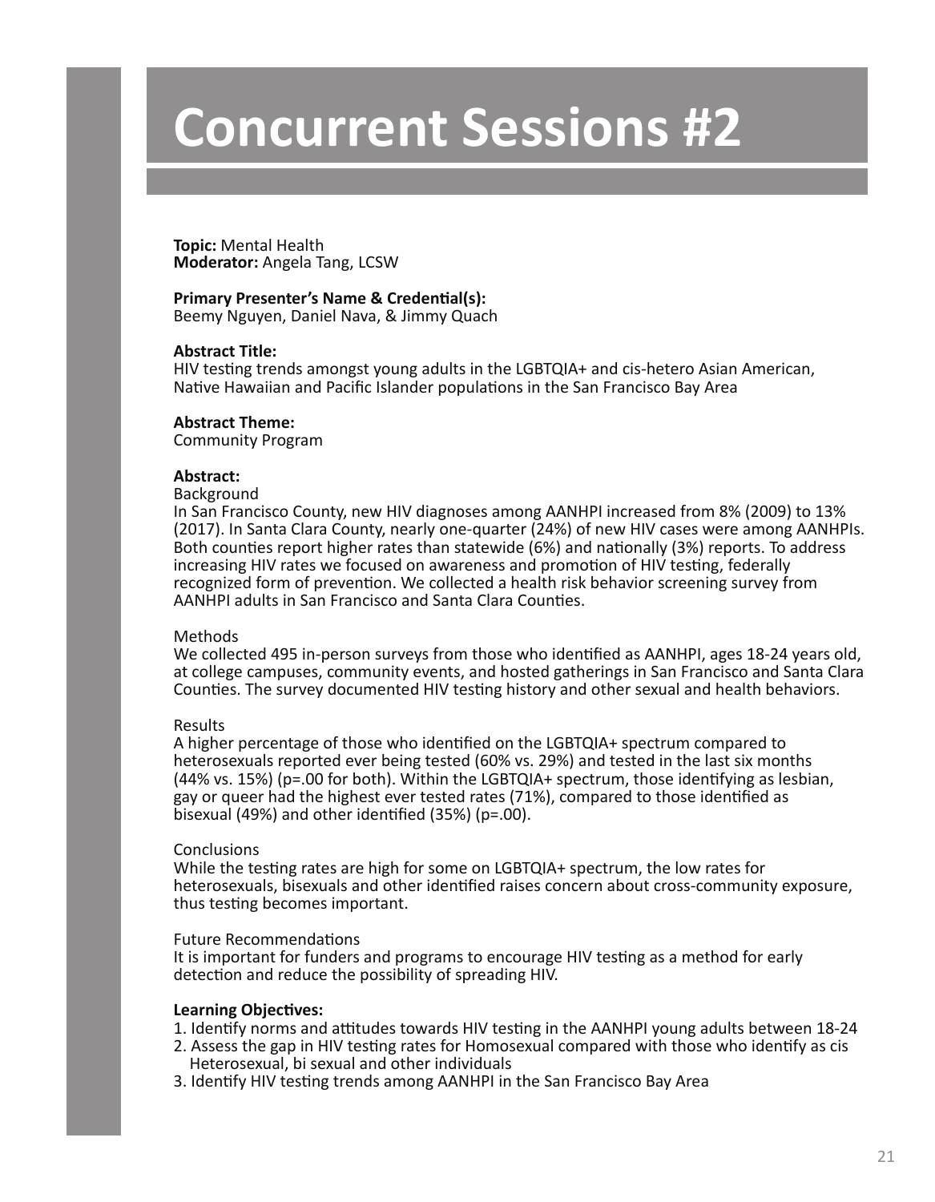# Concurrent Sessions #2

**Topic:** Mental Health
**Moderator:** Angela Tang, LCSW

**Primary Presenter's Name & Credential(s):**
Beemy Nguyen, Daniel Nava, & Jimmy Quach

**Abstract Title:**
HIV testing trends amongst young adults in the LGBTQIA+ and cis-hetero Asian American, Native Hawaiian and Pacific Islander populations in the San Francisco Bay Area

**Abstract Theme:**
Community Program

**Abstract:**

Background
In San Francisco County, new HIV diagnoses among AANHPI increased from 8% (2009) to 13% (2017). In Santa Clara County, nearly one-quarter (24%) of new HIV cases were among AANHPIs. Both counties report higher rates than statewide (6%) and nationally (3%) reports. To address increasing HIV rates we focused on awareness and promotion of HIV testing, federally recognized form of prevention. We collected a health risk behavior screening survey from AANHPI adults in San Francisco and Santa Clara Counties.

Methods
We collected 495 in-person surveys from those who identified as AANHPI, ages 18-24 years old, at college campuses, community events, and hosted gatherings in San Francisco and Santa Clara Counties. The survey documented HIV testing history and other sexual and health behaviors.

Results
A higher percentage of those who identified on the LGBTQIA+ spectrum compared to heterosexuals reported ever being tested (60% vs. 29%) and tested in the last six months (44% vs. 15%) ($p=.00$ for both). Within the LGBTQIA+ spectrum, those identifying as lesbian, gay or queer had the highest ever tested rates (71%), compared to those identified as bisexual (49%) and other identified (35%) ($p=.00$).

Conclusions
While the testing rates are high for some on LGBTQIA+ spectrum, the low rates for heterosexuals, bisexuals and other identified raises concern about cross-community exposure, thus testing becomes important.

Future Recommendations
It is important for funders and programs to encourage HIV testing as a method for early detection and reduce the possibility of spreading HIV.

**Learning Objectives:**

1. Identify norms and attitudes towards HIV testing in the AANHPI young adults between 18-24
2. Assess the gap in HIV testing rates for Homosexual compared with those who identify as cis Heterosexual, bi sexual and other individuals
3. Identify HIV testing trends among AANHPI in the San Francisco Bay Area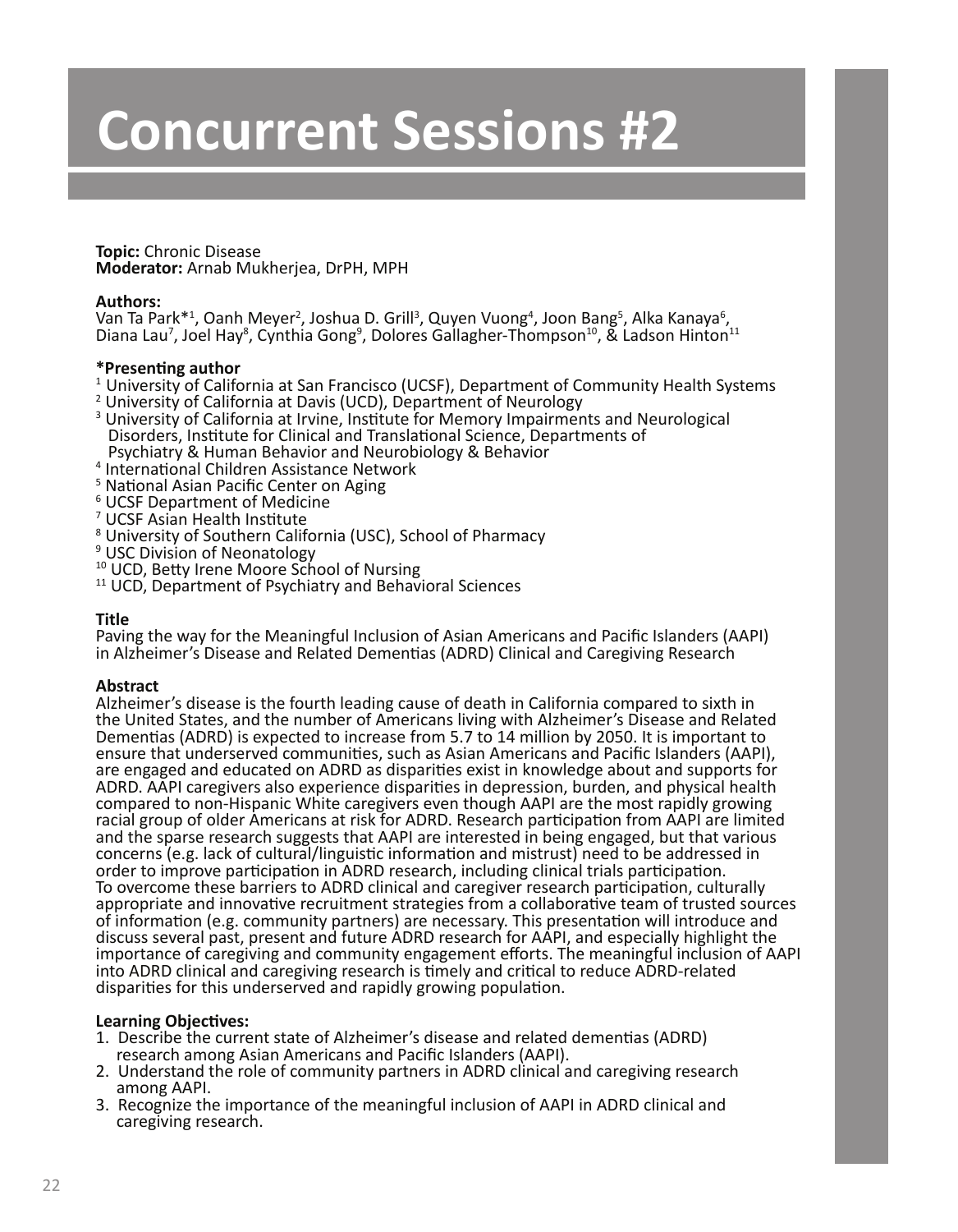# Concurrent Sessions #2

**Topic:** Chronic Disease
**Moderator:** Arnab Mukherjea, DrPH, MPH

**Authors:**
Van Ta Park*[1], Oanh Meyer[2], Joshua D. Grill[3], Quyen Vuong[4], Joon Bang[5], Alka Kanaya[6], Diana Lau[7], Joel Hay[8], Cynthia Gong[9], Dolores Gallagher-Thompson[10], & Ladson Hinton[11]

**\*Presenting author**
[1] University of California at San Francisco (UCSF), Department of Community Health Systems
[2] University of California at Davis (UCD), Department of Neurology
[3] University of California at Irvine, Institute for Memory Impairments and Neurological Disorders, Institute for Clinical and Translational Science, Departments of Psychiatry & Human Behavior and Neurobiology & Behavior
[4] International Children Assistance Network
[5] National Asian Pacific Center on Aging
[6] UCSF Department of Medicine
[7] UCSF Asian Health Institute
[8] University of Southern California (USC), School of Pharmacy
[9] USC Division of Neonatology
[10] UCD, Betty Irene Moore School of Nursing
[11] UCD, Department of Psychiatry and Behavioral Sciences

**Title**
Paving the way for the Meaningful Inclusion of Asian Americans and Pacific Islanders (AAPI) in Alzheimer's Disease and Related Dementias (ADRD) Clinical and Caregiving Research

**Abstract**
Alzheimer's disease is the fourth leading cause of death in California compared to sixth in the United States, and the number of Americans living with Alzheimer's Disease and Related Dementias (ADRD) is expected to increase from 5.7 to 14 million by 2050. It is important to ensure that underserved communities, such as Asian Americans and Pacific Islanders (AAPI), are engaged and educated on ADRD as disparities exist in knowledge about and supports for ADRD. AAPI caregivers also experience disparities in depression, burden, and physical health compared to non-Hispanic White caregivers even though AAPI are the most rapidly growing racial group of older Americans at risk for ADRD. Research participation from AAPI are limited and the sparse research suggests that AAPI are interested in being engaged, but that various concerns (e.g. lack of cultural/linguistic information and mistrust) need to be addressed in order to improve participation in ADRD research, including clinical trials participation.
To overcome these barriers to ADRD clinical and caregiver research participation, culturally appropriate and innovative recruitment strategies from a collaborative team of trusted sources of information (e.g. community partners) are necessary. This presentation will introduce and discuss several past, present and future ADRD research for AAPI, and especially highlight the importance of caregiving and community engagement efforts. The meaningful inclusion of AAPI into ADRD clinical and caregiving research is timely and critical to reduce ADRD-related disparities for this underserved and rapidly growing population.

**Learning Objectives:**
1. Describe the current state of Alzheimer's disease and related dementias (ADRD) research among Asian Americans and Pacific Islanders (AAPI).
2. Understand the role of community partners in ADRD clinical and caregiving research among AAPI.
3. Recognize the importance of the meaningful inclusion of AAPI in ADRD clinical and caregiving research.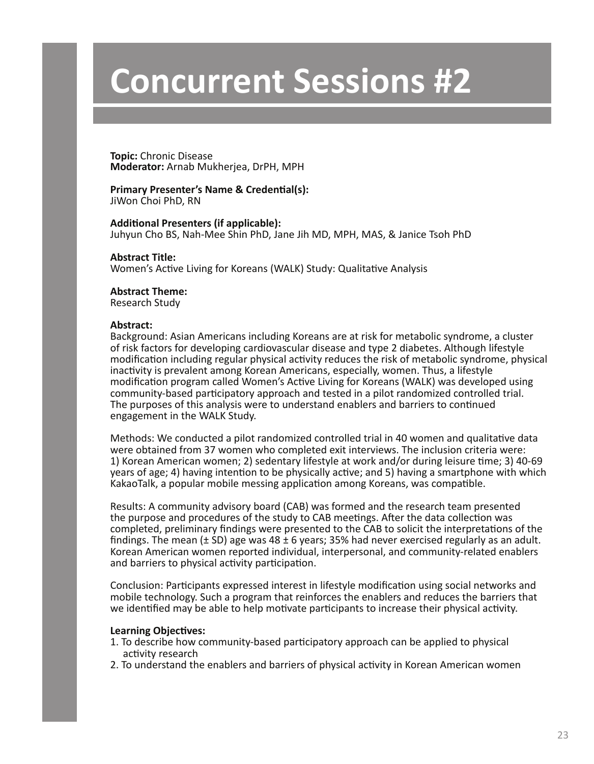# Concurrent Sessions #2

**Topic:** Chronic Disease
**Moderator:** Arnab Mukherjea, DrPH, MPH

**Primary Presenter's Name & Credential(s):**
JiWon Choi PhD, RN

**Additional Presenters (if applicable):**
Juhyun Cho BS, Nah-Mee Shin PhD, Jane Jih MD, MPH, MAS, & Janice Tsoh PhD

**Abstract Title:**
Women's Active Living for Koreans (WALK) Study: Qualitative Analysis

**Abstract Theme:**
Research Study

**Abstract:**
Background: Asian Americans including Koreans are at risk for metabolic syndrome, a cluster of risk factors for developing cardiovascular disease and type 2 diabetes. Although lifestyle modification including regular physical activity reduces the risk of metabolic syndrome, physical inactivity is prevalent among Korean Americans, especially, women. Thus, a lifestyle modification program called Women's Active Living for Koreans (WALK) was developed using community-based participatory approach and tested in a pilot randomized controlled trial. The purposes of this analysis were to understand enablers and barriers to continued engagement in the WALK Study.

Methods: We conducted a pilot randomized controlled trial in 40 women and qualitative data were obtained from 37 women who completed exit interviews. The inclusion criteria were: 1) Korean American women; 2) sedentary lifestyle at work and/or during leisure time; 3) 40-69 years of age; 4) having intention to be physically active; and 5) having a smartphone with which KakaoTalk, a popular mobile messing application among Koreans, was compatible.

Results: A community advisory board (CAB) was formed and the research team presented the purpose and procedures of the study to CAB meetings. After the data collection was completed, preliminary findings were presented to the CAB to solicit the interpretations of the findings. The mean (± SD) age was 48 ± 6 years; 35% had never exercised regularly as an adult. Korean American women reported individual, interpersonal, and community-related enablers and barriers to physical activity participation.

Conclusion: Participants expressed interest in lifestyle modification using social networks and mobile technology. Such a program that reinforces the enablers and reduces the barriers that we identified may be able to help motivate participants to increase their physical activity.

**Learning Objectives:**

1. To describe how community-based participatory approach can be applied to physical activity research
2. To understand the enablers and barriers of physical activity in Korean American women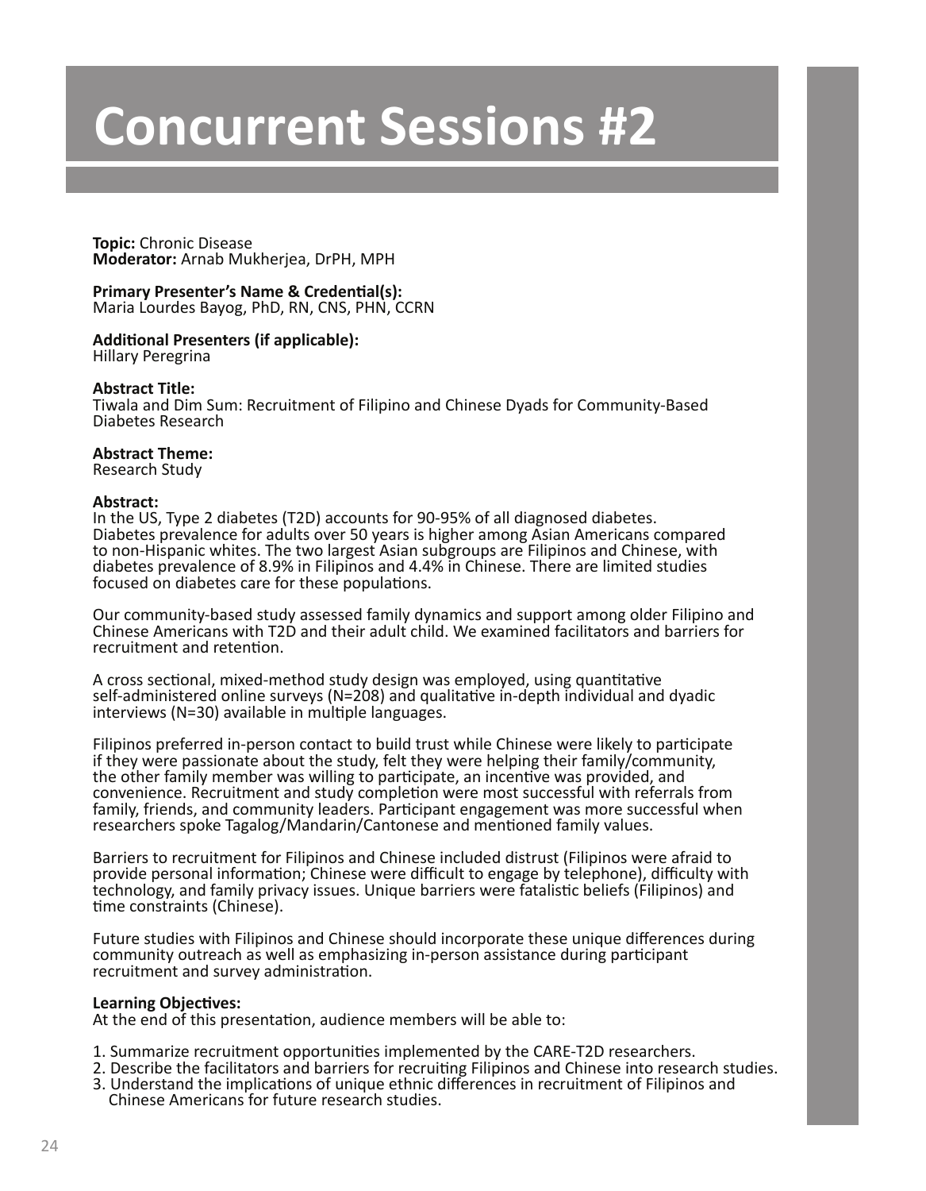# Concurrent Sessions #2

**Topic:** Chronic Disease
**Moderator:** Arnab Mukherjea, DrPH, MPH

**Primary Presenter's Name & Credential(s):**
Maria Lourdes Bayog, PhD, RN, CNS, PHN, CCRN

**Additional Presenters (if applicable):**
Hillary Peregrina

**Abstract Title:**
Tiwala and Dim Sum: Recruitment of Filipino and Chinese Dyads for Community-Based Diabetes Research

**Abstract Theme:**
Research Study

**Abstract:**
In the US, Type 2 diabetes (T2D) accounts for 90-95% of all diagnosed diabetes. Diabetes prevalence for adults over 50 years is higher among Asian Americans compared to non-Hispanic whites. The two largest Asian subgroups are Filipinos and Chinese, with diabetes prevalence of 8.9% in Filipinos and 4.4% in Chinese. There are limited studies focused on diabetes care for these populations.

Our community-based study assessed family dynamics and support among older Filipino and Chinese Americans with T2D and their adult child. We examined facilitators and barriers for recruitment and retention.

A cross sectional, mixed-method study design was employed, using quantitative self-administered online surveys (N=208) and qualitative in-depth individual and dyadic interviews (N=30) available in multiple languages.

Filipinos preferred in-person contact to build trust while Chinese were likely to participate if they were passionate about the study, felt they were helping their family/community, the other family member was willing to participate, an incentive was provided, and convenience. Recruitment and study completion were most successful with referrals from family, friends, and community leaders. Participant engagement was more successful when researchers spoke Tagalog/Mandarin/Cantonese and mentioned family values.

Barriers to recruitment for Filipinos and Chinese included distrust (Filipinos were afraid to provide personal information; Chinese were difficult to engage by telephone), difficulty with technology, and family privacy issues. Unique barriers were fatalistic beliefs (Filipinos) and time constraints (Chinese).

Future studies with Filipinos and Chinese should incorporate these unique differences during community outreach as well as emphasizing in-person assistance during participant recruitment and survey administration.

**Learning Objectives:**
At the end of this presentation, audience members will be able to:

1. Summarize recruitment opportunities implemented by the CARE-T2D researchers.
2. Describe the facilitators and barriers for recruiting Filipinos and Chinese into research studies.
3. Understand the implications of unique ethnic differences in recruitment of Filipinos and Chinese Americans for future research studies.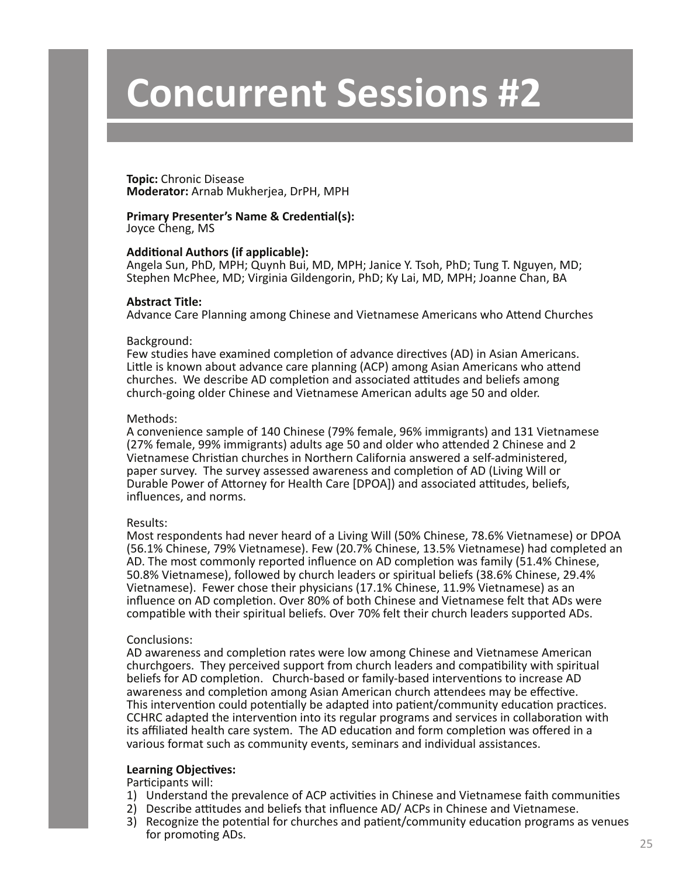# Concurrent Sessions #2

**Topic:** Chronic Disease
**Moderator:** Arnab Mukherjea, DrPH, MPH

**Primary Presenter's Name & Credential(s):**
Joyce Cheng, MS

**Additional Authors (if applicable):**
Angela Sun, PhD, MPH; Quynh Bui, MD, MPH; Janice Y. Tsoh, PhD; Tung T. Nguyen, MD; Stephen McPhee, MD; Virginia Gildengorin, PhD; Ky Lai, MD, MPH; Joanne Chan, BA

**Abstract Title:**
Advance Care Planning among Chinese and Vietnamese Americans who Attend Churches

Background:
Few studies have examined completion of advance directives (AD) in Asian Americans. Little is known about advance care planning (ACP) among Asian Americans who attend churches. We describe AD completion and associated attitudes and beliefs among church-going older Chinese and Vietnamese American adults age 50 and older.

Methods:
A convenience sample of 140 Chinese (79% female, 96% immigrants) and 131 Vietnamese (27% female, 99% immigrants) adults age 50 and older who attended 2 Chinese and 2 Vietnamese Christian churches in Northern California answered a self-administered, paper survey. The survey assessed awareness and completion of AD (Living Will or Durable Power of Attorney for Health Care [DPOA]) and associated attitudes, beliefs, influences, and norms.

Results:
Most respondents had never heard of a Living Will (50% Chinese, 78.6% Vietnamese) or DPOA (56.1% Chinese, 79% Vietnamese). Few (20.7% Chinese, 13.5% Vietnamese) had completed an AD. The most commonly reported influence on AD completion was family (51.4% Chinese, 50.8% Vietnamese), followed by church leaders or spiritual beliefs (38.6% Chinese, 29.4% Vietnamese). Fewer chose their physicians (17.1% Chinese, 11.9% Vietnamese) as an influence on AD completion. Over 80% of both Chinese and Vietnamese felt that ADs were compatible with their spiritual beliefs. Over 70% felt their church leaders supported ADs.

Conclusions:
AD awareness and completion rates were low among Chinese and Vietnamese American churchgoers. They perceived support from church leaders and compatibility with spiritual beliefs for AD completion. Church-based or family-based interventions to increase AD awareness and completion among Asian American church attendees may be effective. This intervention could potentially be adapted into patient/community education practices. CCHRC adapted the intervention into its regular programs and services in collaboration with its affiliated health care system. The AD education and form completion was offered in a various format such as community events, seminars and individual assistances.

**Learning Objectives:**
Participants will:

1) Understand the prevalence of ACP activities in Chinese and Vietnamese faith communities
2) Describe attitudes and beliefs that influence AD/ ACPs in Chinese and Vietnamese.
3) Recognize the potential for churches and patient/community education programs as venues for promoting ADs.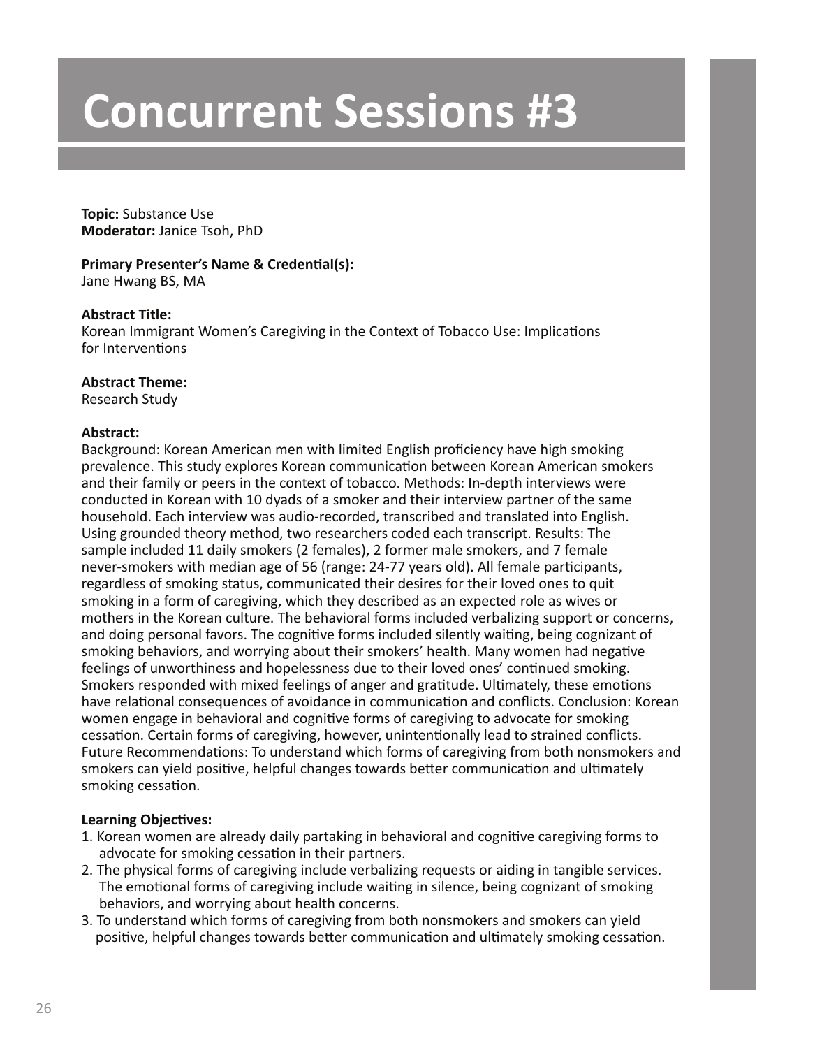# Concurrent Sessions #3

**Topic:** Substance Use
**Moderator:** Janice Tsoh, PhD

**Primary Presenter's Name & Credential(s):**
Jane Hwang BS, MA

**Abstract Title:**
Korean Immigrant Women's Caregiving in the Context of Tobacco Use: Implications for Interventions

**Abstract Theme:**
Research Study

**Abstract:**
Background: Korean American men with limited English proficiency have high smoking prevalence. This study explores Korean communication between Korean American smokers and their family or peers in the context of tobacco. Methods: In-depth interviews were conducted in Korean with 10 dyads of a smoker and their interview partner of the same household. Each interview was audio-recorded, transcribed and translated into English. Using grounded theory method, two researchers coded each transcript. Results: The sample included 11 daily smokers (2 females), 2 former male smokers, and 7 female never-smokers with median age of 56 (range: 24-77 years old). All female participants, regardless of smoking status, communicated their desires for their loved ones to quit smoking in a form of caregiving, which they described as an expected role as wives or mothers in the Korean culture. The behavioral forms included verbalizing support or concerns, and doing personal favors. The cognitive forms included silently waiting, being cognizant of smoking behaviors, and worrying about their smokers' health. Many women had negative feelings of unworthiness and hopelessness due to their loved ones' continued smoking. Smokers responded with mixed feelings of anger and gratitude. Ultimately, these emotions have relational consequences of avoidance in communication and conflicts. Conclusion: Korean women engage in behavioral and cognitive forms of caregiving to advocate for smoking cessation. Certain forms of caregiving, however, unintentionally lead to strained conflicts. Future Recommendations: To understand which forms of caregiving from both nonsmokers and smokers can yield positive, helpful changes towards better communication and ultimately smoking cessation.

**Learning Objectives:**

1. Korean women are already daily partaking in behavioral and cognitive caregiving forms to advocate for smoking cessation in their partners.
2. The physical forms of caregiving include verbalizing requests or aiding in tangible services. The emotional forms of caregiving include waiting in silence, being cognizant of smoking behaviors, and worrying about health concerns.
3. To understand which forms of caregiving from both nonsmokers and smokers can yield positive, helpful changes towards better communication and ultimately smoking cessation.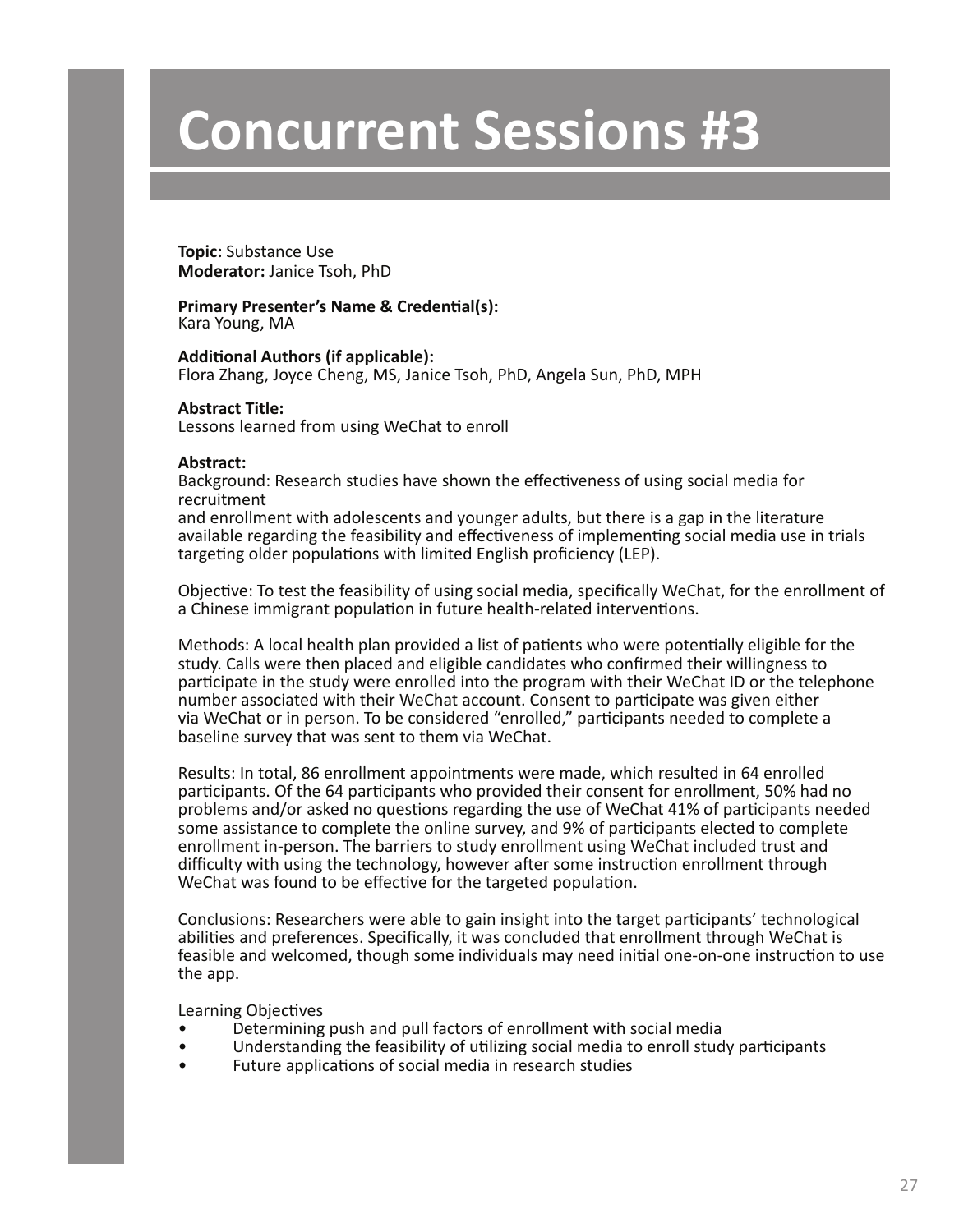# Concurrent Sessions #3

**Topic:** Substance Use
**Moderator:** Janice Tsoh, PhD

**Primary Presenter's Name & Credential(s):**
Kara Young, MA

**Additional Authors (if applicable):**
Flora Zhang, Joyce Cheng, MS, Janice Tsoh, PhD, Angela Sun, PhD, MPH

**Abstract Title:**
Lessons learned from using WeChat to enroll

**Abstract:**
Background: Research studies have shown the effectiveness of using social media for recruitment
and enrollment with adolescents and younger adults, but there is a gap in the literature available regarding the feasibility and effectiveness of implementing social media use in trials targeting older populations with limited English proficiency (LEP).

Objective: To test the feasibility of using social media, specifically WeChat, for the enrollment of a Chinese immigrant population in future health-related interventions.

Methods: A local health plan provided a list of patients who were potentially eligible for the study. Calls were then placed and eligible candidates who confirmed their willingness to participate in the study were enrolled into the program with their WeChat ID or the telephone number associated with their WeChat account. Consent to participate was given either via WeChat or in person. To be considered "enrolled," participants needed to complete a baseline survey that was sent to them via WeChat.

Results: In total, 86 enrollment appointments were made, which resulted in 64 enrolled participants. Of the 64 participants who provided their consent for enrollment, 50% had no problems and/or asked no questions regarding the use of WeChat 41% of participants needed some assistance to complete the online survey, and 9% of participants elected to complete enrollment in-person. The barriers to study enrollment using WeChat included trust and difficulty with using the technology, however after some instruction enrollment through WeChat was found to be effective for the targeted population.

Conclusions: Researchers were able to gain insight into the target participants' technological abilities and preferences. Specifically, it was concluded that enrollment through WeChat is feasible and welcomed, though some individuals may need initial one-on-one instruction to use the app.

Learning Objectives

- Determining push and pull factors of enrollment with social media
- Understanding the feasibility of utilizing social media to enroll study participants
- Future applications of social media in research studies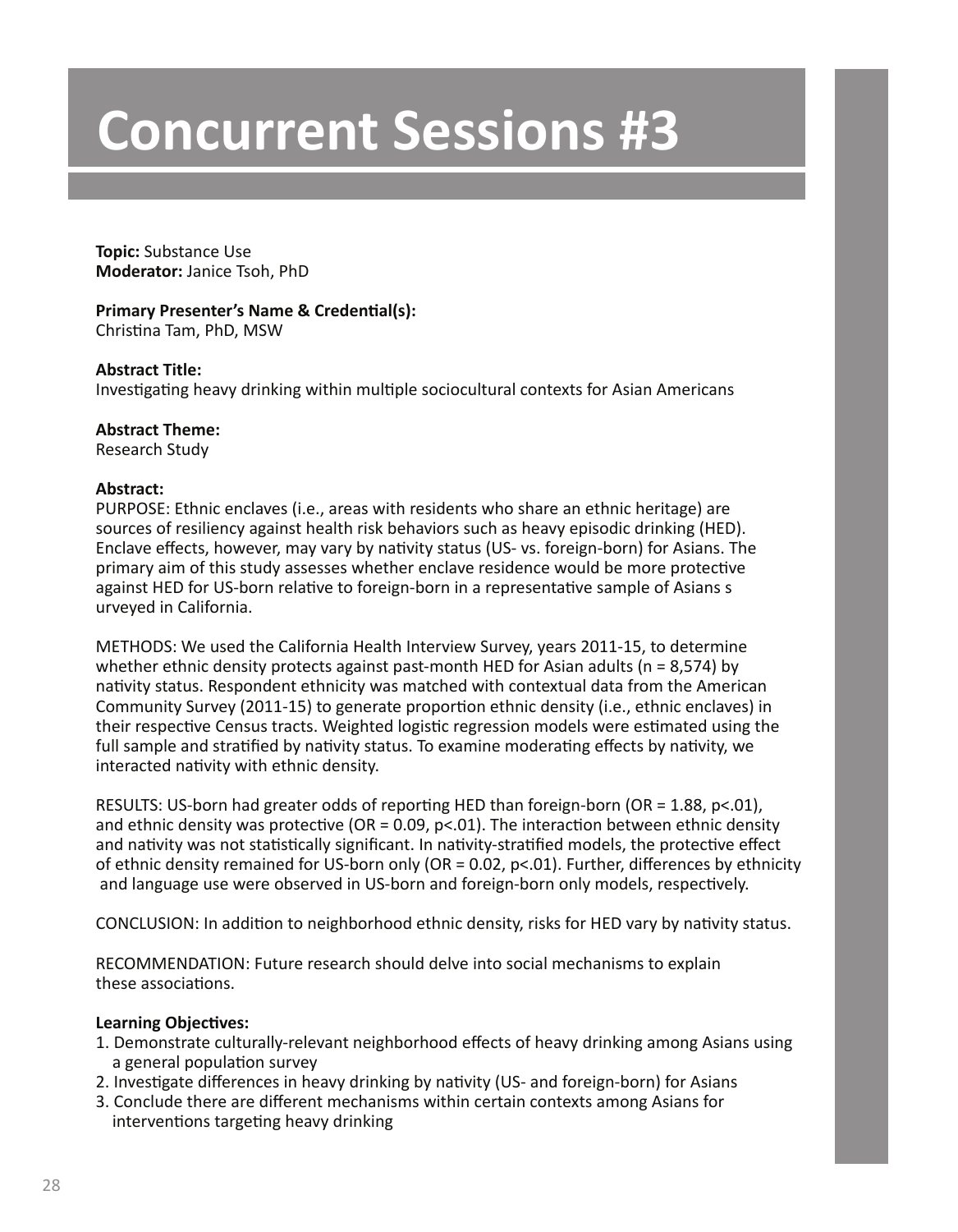# Concurrent Sessions #3

**Topic:** Substance Use
**Moderator:** Janice Tsoh, PhD

**Primary Presenter's Name & Credential(s):**
Christina Tam, PhD, MSW

**Abstract Title:**
Investigating heavy drinking within multiple sociocultural contexts for Asian Americans

**Abstract Theme:**
Research Study

**Abstract:**
PURPOSE: Ethnic enclaves (i.e., areas with residents who share an ethnic heritage) are sources of resiliency against health risk behaviors such as heavy episodic drinking (HED). Enclave effects, however, may vary by nativity status (US- vs. foreign-born) for Asians. The primary aim of this study assesses whether enclave residence would be more protective against HED for US-born relative to foreign-born in a representative sample of Asians s urveyed in California.

METHODS: We used the California Health Interview Survey, years 2011-15, to determine whether ethnic density protects against past-month HED for Asian adults (n = 8,574) by nativity status. Respondent ethnicity was matched with contextual data from the American Community Survey (2011-15) to generate proportion ethnic density (i.e., ethnic enclaves) in their respective Census tracts. Weighted logistic regression models were estimated using the full sample and stratified by nativity status. To examine moderating effects by nativity, we interacted nativity with ethnic density.

RESULTS: US-born had greater odds of reporting HED than foreign-born (OR = 1.88, $p<.01$), and ethnic density was protective (OR = 0.09, $p<.01$). The interaction between ethnic density and nativity was not statistically significant. In nativity-stratified models, the protective effect of ethnic density remained for US-born only (OR = 0.02, $p<.01$). Further, differences by ethnicity and language use were observed in US-born and foreign-born only models, respectively.

CONCLUSION: In addition to neighborhood ethnic density, risks for HED vary by nativity status.

RECOMMENDATION: Future research should delve into social mechanisms to explain these associations.

**Learning Objectives:**
1. Demonstrate culturally-relevant neighborhood effects of heavy drinking among Asians using a general population survey
2. Investigate differences in heavy drinking by nativity (US- and foreign-born) for Asians
3. Conclude there are different mechanisms within certain contexts among Asians for interventions targeting heavy drinking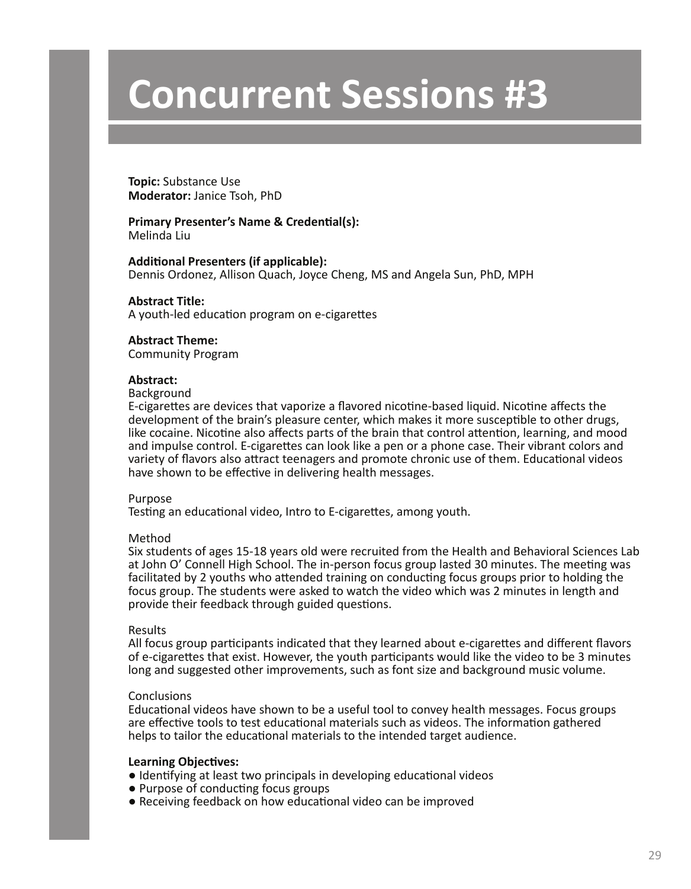# Concurrent Sessions #3

**Topic:** Substance Use
**Moderator:** Janice Tsoh, PhD

**Primary Presenter's Name & Credential(s):**
Melinda Liu

**Additional Presenters (if applicable):**
Dennis Ordonez, Allison Quach, Joyce Cheng, MS and Angela Sun, PhD, MPH

**Abstract Title:**
A youth-led education program on e-cigarettes

**Abstract Theme:**
Community Program

**Abstract:**

Background
E-cigarettes are devices that vaporize a flavored nicotine-based liquid. Nicotine affects the development of the brain's pleasure center, which makes it more susceptible to other drugs, like cocaine. Nicotine also affects parts of the brain that control attention, learning, and mood and impulse control. E-cigarettes can look like a pen or a phone case. Their vibrant colors and variety of flavors also attract teenagers and promote chronic use of them. Educational videos have shown to be effective in delivering health messages.

Purpose
Testing an educational video, Intro to E-cigarettes, among youth.

Method
Six students of ages 15-18 years old were recruited from the Health and Behavioral Sciences Lab at John O' Connell High School. The in-person focus group lasted 30 minutes. The meeting was facilitated by 2 youths who attended training on conducting focus groups prior to holding the focus group. The students were asked to watch the video which was 2 minutes in length and provide their feedback through guided questions.

Results
All focus group participants indicated that they learned about e-cigarettes and different flavors of e-cigarettes that exist. However, the youth participants would like the video to be 3 minutes long and suggested other improvements, such as font size and background music volume.

Conclusions
Educational videos have shown to be a useful tool to convey health messages. Focus groups are effective tools to test educational materials such as videos. The information gathered helps to tailor the educational materials to the intended target audience.

**Learning Objectives:**
- Identifying at least two principals in developing educational videos
- Purpose of conducting focus groups
- Receiving feedback on how educational video can be improved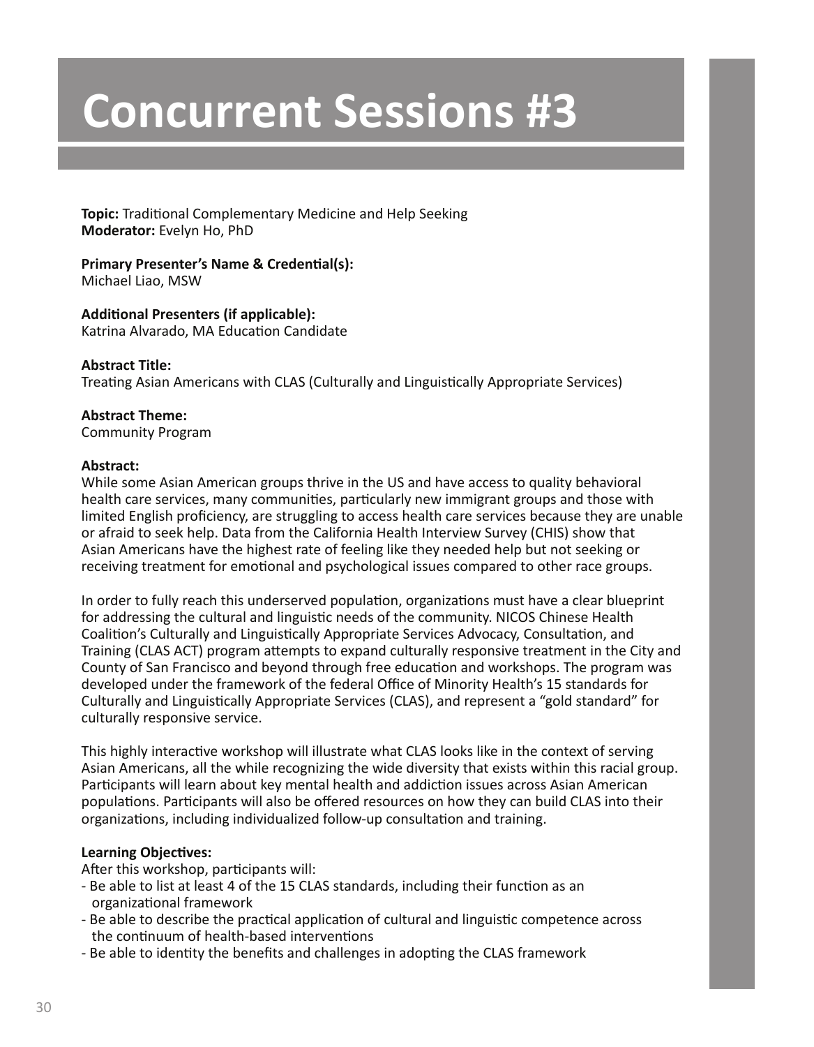# Concurrent Sessions #3

**Topic:** Traditional Complementary Medicine and Help Seeking
**Moderator:** Evelyn Ho, PhD

**Primary Presenter's Name & Credential(s):**
Michael Liao, MSW

**Additional Presenters (if applicable):**
Katrina Alvarado, MA Education Candidate

**Abstract Title:**
Treating Asian Americans with CLAS (Culturally and Linguistically Appropriate Services)

**Abstract Theme:**
Community Program

**Abstract:**
While some Asian American groups thrive in the US and have access to quality behavioral health care services, many communities, particularly new immigrant groups and those with limited English proficiency, are struggling to access health care services because they are unable or afraid to seek help. Data from the California Health Interview Survey (CHIS) show that Asian Americans have the highest rate of feeling like they needed help but not seeking or receiving treatment for emotional and psychological issues compared to other race groups.

In order to fully reach this underserved population, organizations must have a clear blueprint for addressing the cultural and linguistic needs of the community. NICOS Chinese Health Coalition's Culturally and Linguistically Appropriate Services Advocacy, Consultation, and Training (CLAS ACT) program attempts to expand culturally responsive treatment in the City and County of San Francisco and beyond through free education and workshops. The program was developed under the framework of the federal Office of Minority Health's 15 standards for Culturally and Linguistically Appropriate Services (CLAS), and represent a "gold standard" for culturally responsive service.

This highly interactive workshop will illustrate what CLAS looks like in the context of serving Asian Americans, all the while recognizing the wide diversity that exists within this racial group. Participants will learn about key mental health and addiction issues across Asian American populations. Participants will also be offered resources on how they can build CLAS into their organizations, including individualized follow-up consultation and training.

**Learning Objectives:**
After this workshop, participants will:
- Be able to list at least 4 of the 15 CLAS standards, including their function as an organizational framework
- Be able to describe the practical application of cultural and linguistic competence across the continuum of health-based interventions
- Be able to identity the benefits and challenges in adopting the CLAS framework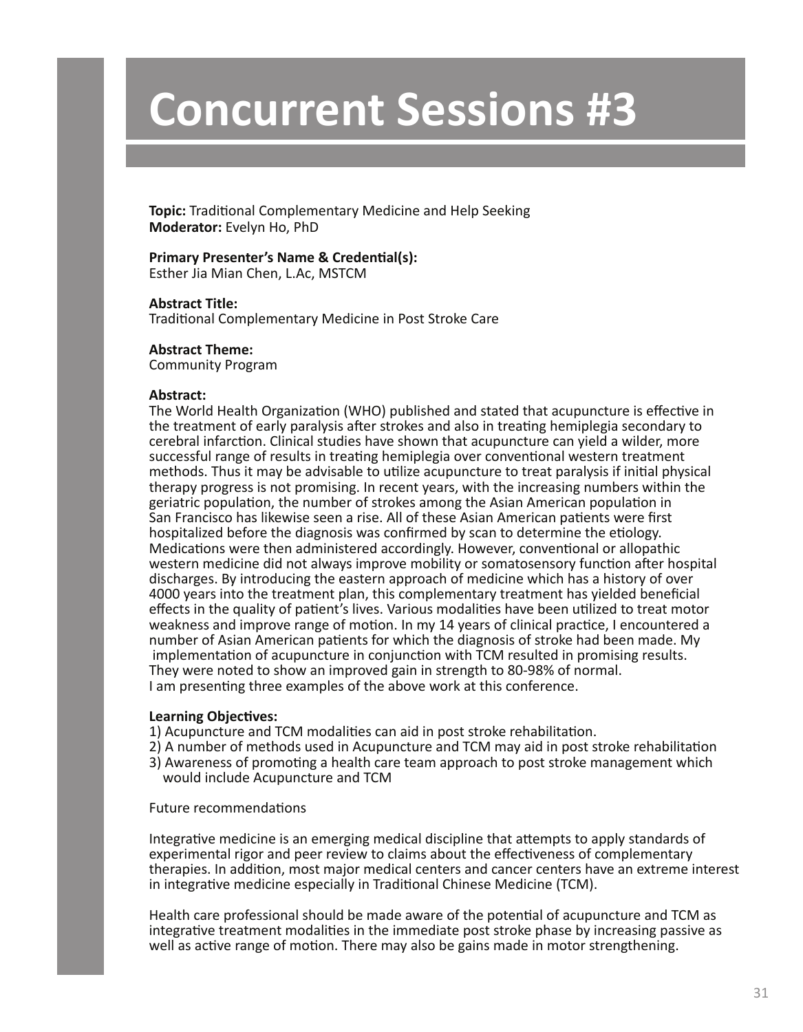# Concurrent Sessions #3

**Topic:** Traditional Complementary Medicine and Help Seeking
**Moderator:** Evelyn Ho, PhD

**Primary Presenter's Name & Credential(s):**
Esther Jia Mian Chen, L.Ac, MSTCM

**Abstract Title:**
Traditional Complementary Medicine in Post Stroke Care

**Abstract Theme:**
Community Program

**Abstract:**
The World Health Organization (WHO) published and stated that acupuncture is effective in the treatment of early paralysis after strokes and also in treating hemiplegia secondary to cerebral infarction. Clinical studies have shown that acupuncture can yield a wilder, more successful range of results in treating hemiplegia over conventional western treatment methods. Thus it may be advisable to utilize acupuncture to treat paralysis if initial physical therapy progress is not promising. In recent years, with the increasing numbers within the geriatric population, the number of strokes among the Asian American population in San Francisco has likewise seen a rise. All of these Asian American patients were first hospitalized before the diagnosis was confirmed by scan to determine the etiology. Medications were then administered accordingly. However, conventional or allopathic western medicine did not always improve mobility or somatosensory function after hospital discharges. By introducing the eastern approach of medicine which has a history of over 4000 years into the treatment plan, this complementary treatment has yielded beneficial effects in the quality of patient's lives. Various modalities have been utilized to treat motor weakness and improve range of motion. In my 14 years of clinical practice, I encountered a number of Asian American patients for which the diagnosis of stroke had been made. My implementation of acupuncture in conjunction with TCM resulted in promising results. They were noted to show an improved gain in strength to 80-98% of normal.
I am presenting three examples of the above work at this conference.

**Learning Objectives:**
1) Acupuncture and TCM modalities can aid in post stroke rehabilitation.
2) A number of methods used in Acupuncture and TCM may aid in post stroke rehabilitation
3) Awareness of promoting a health care team approach to post stroke management which would include Acupuncture and TCM

Future recommendations

Integrative medicine is an emerging medical discipline that attempts to apply standards of experimental rigor and peer review to claims about the effectiveness of complementary therapies. In addition, most major medical centers and cancer centers have an extreme interest in integrative medicine especially in Traditional Chinese Medicine (TCM).

Health care professional should be made aware of the potential of acupuncture and TCM as integrative treatment modalities in the immediate post stroke phase by increasing passive as well as active range of motion. There may also be gains made in motor strengthening.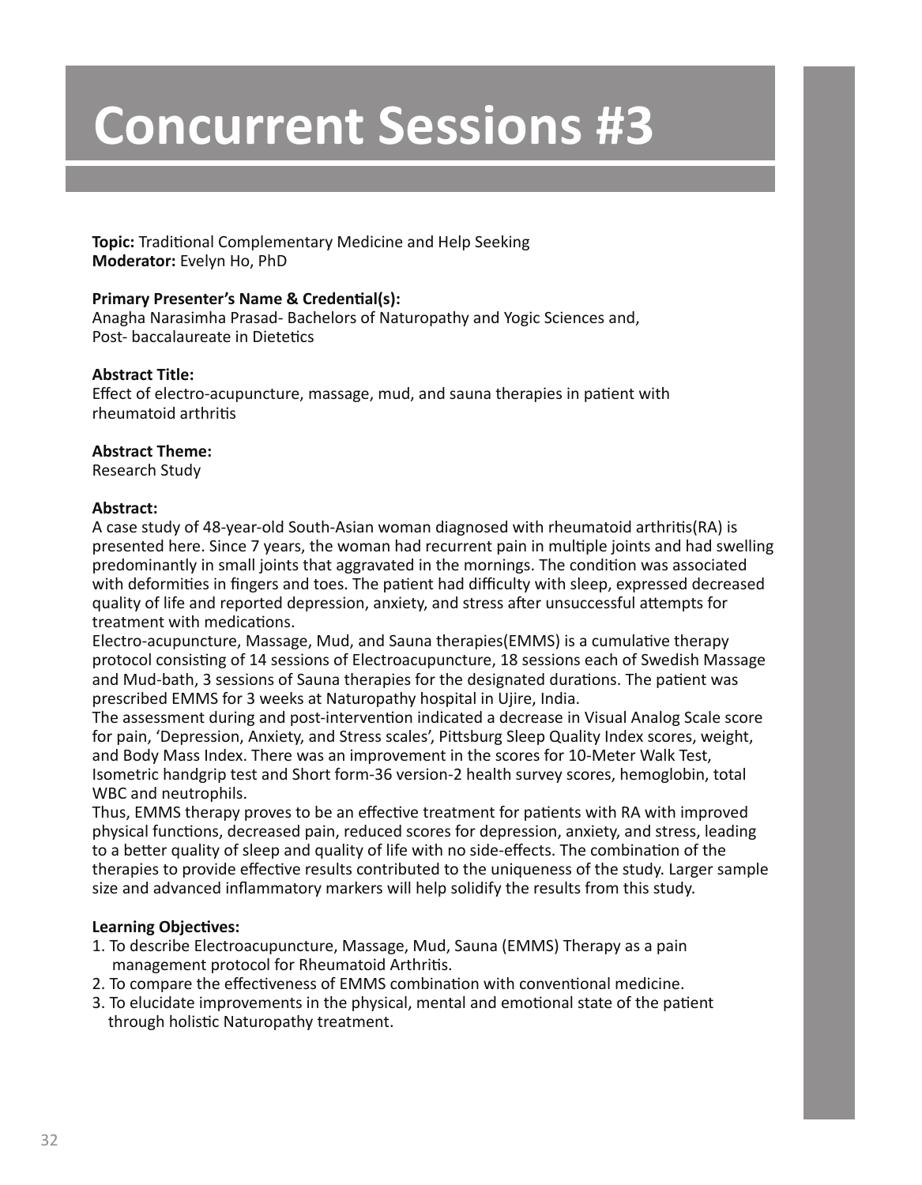# Concurrent Sessions #3

**Topic:** Traditional Complementary Medicine and Help Seeking
**Moderator:** Evelyn Ho, PhD

**Primary Presenter's Name & Credential(s):**
Anagha Narasimha Prasad- Bachelors of Naturopathy and Yogic Sciences and, Post- baccalaureate in Dietetics

**Abstract Title:**
Effect of electro-acupuncture, massage, mud, and sauna therapies in patient with rheumatoid arthritis

**Abstract Theme:**
Research Study

**Abstract:**
A case study of 48-year-old South-Asian woman diagnosed with rheumatoid arthritis(RA) is presented here. Since 7 years, the woman had recurrent pain in multiple joints and had swelling predominantly in small joints that aggravated in the mornings. The condition was associated with deformities in fingers and toes. The patient had difficulty with sleep, expressed decreased quality of life and reported depression, anxiety, and stress after unsuccessful attempts for treatment with medications.
Electro-acupuncture, Massage, Mud, and Sauna therapies(EMMS) is a cumulative therapy protocol consisting of 14 sessions of Electroacupuncture, 18 sessions each of Swedish Massage and Mud-bath, 3 sessions of Sauna therapies for the designated durations. The patient was prescribed EMMS for 3 weeks at Naturopathy hospital in Ujire, India.
The assessment during and post-intervention indicated a decrease in Visual Analog Scale score for pain, 'Depression, Anxiety, and Stress scales', Pittsburg Sleep Quality Index scores, weight, and Body Mass Index. There was an improvement in the scores for 10-Meter Walk Test, Isometric handgrip test and Short form-36 version-2 health survey scores, hemoglobin, total WBC and neutrophils.
Thus, EMMS therapy proves to be an effective treatment for patients with RA with improved physical functions, decreased pain, reduced scores for depression, anxiety, and stress, leading to a better quality of sleep and quality of life with no side-effects. The combination of the therapies to provide effective results contributed to the uniqueness of the study. Larger sample size and advanced inflammatory markers will help solidify the results from this study.

**Learning Objectives:**
1. To describe Electroacupuncture, Massage, Mud, Sauna (EMMS) Therapy as a pain management protocol for Rheumatoid Arthritis.
2. To compare the effectiveness of EMMS combination with conventional medicine.
3. To elucidate improvements in the physical, mental and emotional state of the patient through holistic Naturopathy treatment.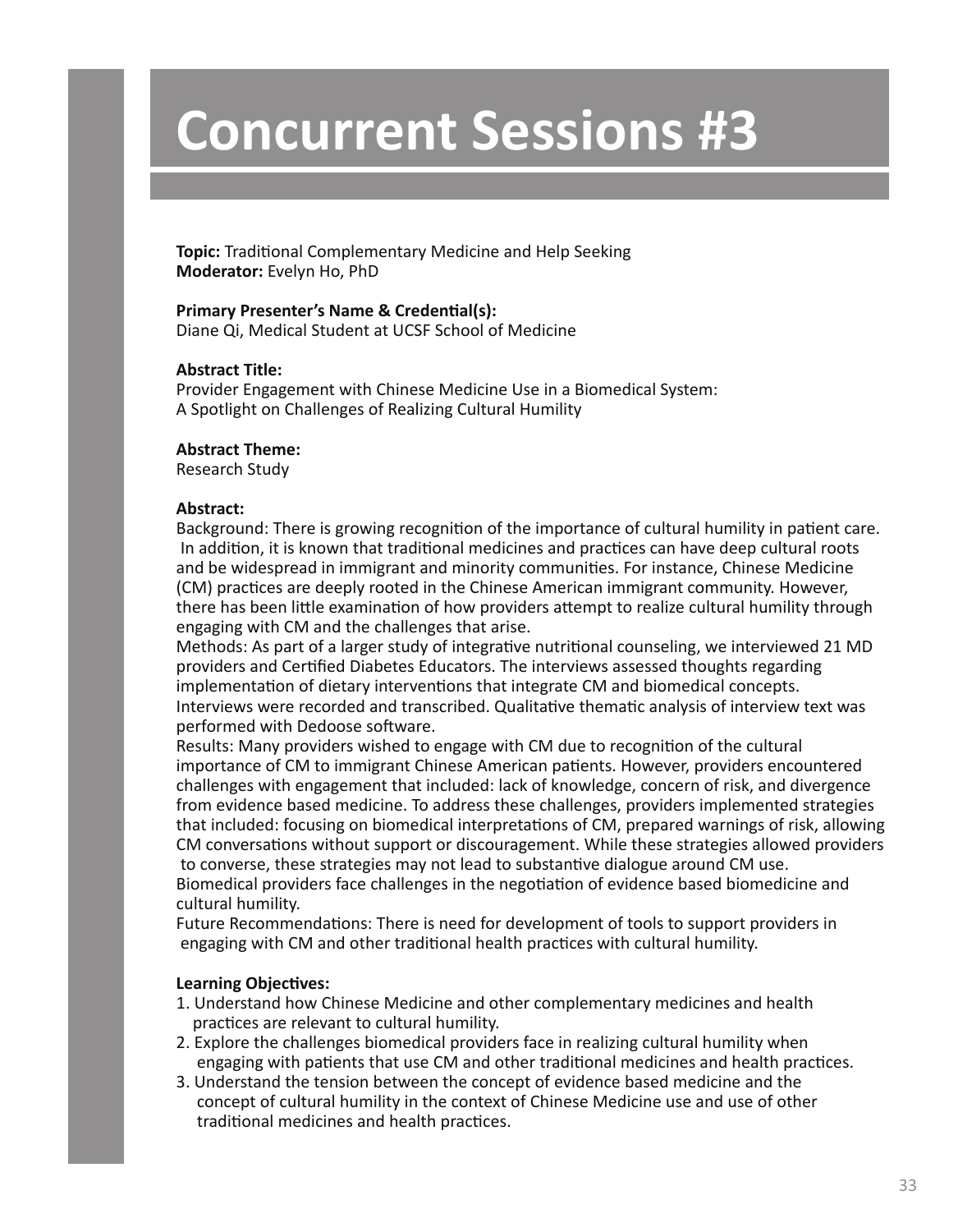# Concurrent Sessions #3

**Topic:** Traditional Complementary Medicine and Help Seeking
**Moderator:** Evelyn Ho, PhD

**Primary Presenter's Name & Credential(s):**
Diane Qi, Medical Student at UCSF School of Medicine

**Abstract Title:**
Provider Engagement with Chinese Medicine Use in a Biomedical System:
A Spotlight on Challenges of Realizing Cultural Humility

**Abstract Theme:**
Research Study

**Abstract:**
Background: There is growing recognition of the importance of cultural humility in patient care. In addition, it is known that traditional medicines and practices can have deep cultural roots and be widespread in immigrant and minority communities. For instance, Chinese Medicine (CM) practices are deeply rooted in the Chinese American immigrant community. However, there has been little examination of how providers attempt to realize cultural humility through engaging with CM and the challenges that arise.
Methods: As part of a larger study of integrative nutritional counseling, we interviewed 21 MD providers and Certified Diabetes Educators. The interviews assessed thoughts regarding implementation of dietary interventions that integrate CM and biomedical concepts. Interviews were recorded and transcribed. Qualitative thematic analysis of interview text was performed with Dedoose software.
Results: Many providers wished to engage with CM due to recognition of the cultural importance of CM to immigrant Chinese American patients. However, providers encountered challenges with engagement that included: lack of knowledge, concern of risk, and divergence from evidence based medicine. To address these challenges, providers implemented strategies that included: focusing on biomedical interpretations of CM, prepared warnings of risk, allowing CM conversations without support or discouragement. While these strategies allowed providers to converse, these strategies may not lead to substantive dialogue around CM use. Biomedical providers face challenges in the negotiation of evidence based biomedicine and cultural humility.
Future Recommendations: There is need for development of tools to support providers in engaging with CM and other traditional health practices with cultural humility.

**Learning Objectives:**

1. Understand how Chinese Medicine and other complementary medicines and health practices are relevant to cultural humility.
2. Explore the challenges biomedical providers face in realizing cultural humility when engaging with patients that use CM and other traditional medicines and health practices.
3. Understand the tension between the concept of evidence based medicine and the concept of cultural humility in the context of Chinese Medicine use and use of other traditional medicines and health practices.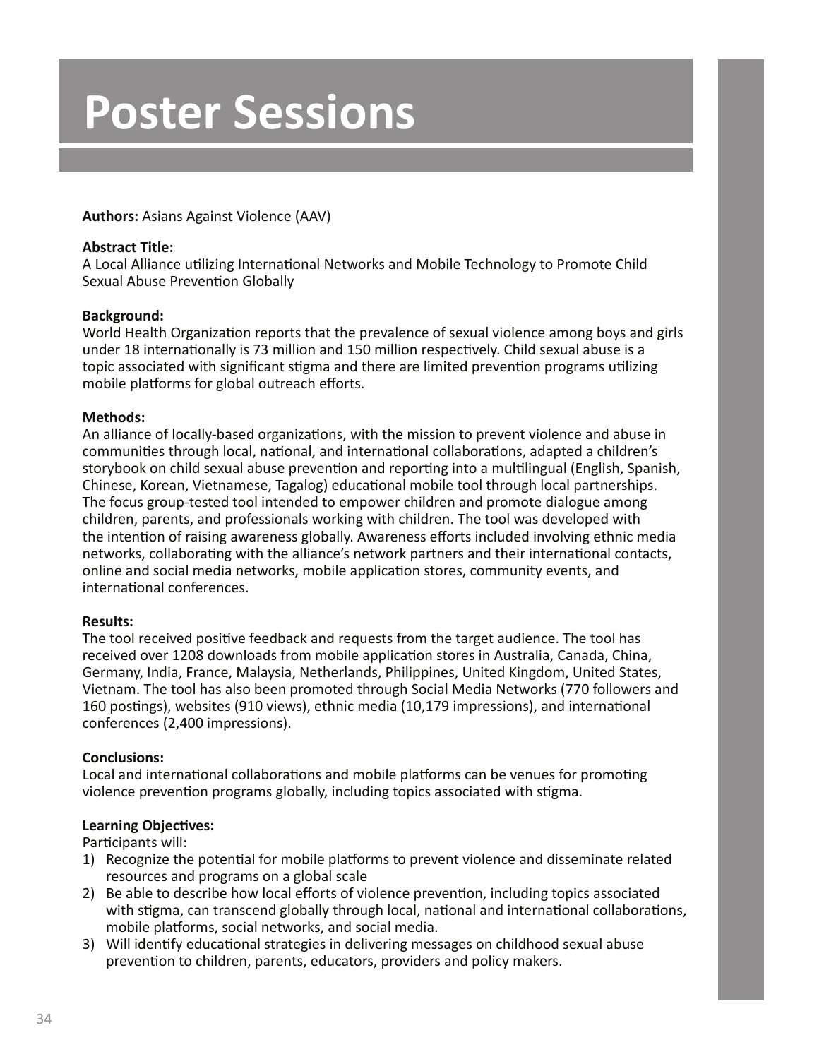# Poster Sessions

**Authors:** Asians Against Violence (AAV)

**Abstract Title:**
A Local Alliance utilizing International Networks and Mobile Technology to Promote Child Sexual Abuse Prevention Globally

**Background:**
World Health Organization reports that the prevalence of sexual violence among boys and girls under 18 internationally is 73 million and 150 million respectively. Child sexual abuse is a topic associated with significant stigma and there are limited prevention programs utilizing mobile platforms for global outreach efforts.

**Methods:**
An alliance of locally-based organizations, with the mission to prevent violence and abuse in communities through local, national, and international collaborations, adapted a children's storybook on child sexual abuse prevention and reporting into a multilingual (English, Spanish, Chinese, Korean, Vietnamese, Tagalog) educational mobile tool through local partnerships. The focus group-tested tool intended to empower children and promote dialogue among children, parents, and professionals working with children. The tool was developed with the intention of raising awareness globally. Awareness efforts included involving ethnic media networks, collaborating with the alliance's network partners and their international contacts, online and social media networks, mobile application stores, community events, and international conferences.

**Results:**
The tool received positive feedback and requests from the target audience. The tool has received over 1208 downloads from mobile application stores in Australia, Canada, China, Germany, India, France, Malaysia, Netherlands, Philippines, United Kingdom, United States, Vietnam. The tool has also been promoted through Social Media Networks (770 followers and 160 postings), websites (910 views), ethnic media (10,179 impressions), and international conferences (2,400 impressions).

**Conclusions:**
Local and international collaborations and mobile platforms can be venues for promoting violence prevention programs globally, including topics associated with stigma.

**Learning Objectives:**
Participants will:

1) Recognize the potential for mobile platforms to prevent violence and disseminate related resources and programs on a global scale
2) Be able to describe how local efforts of violence prevention, including topics associated with stigma, can transcend globally through local, national and international collaborations, mobile platforms, social networks, and social media.
3) Will identify educational strategies in delivering messages on childhood sexual abuse prevention to children, parents, educators, providers and policy makers.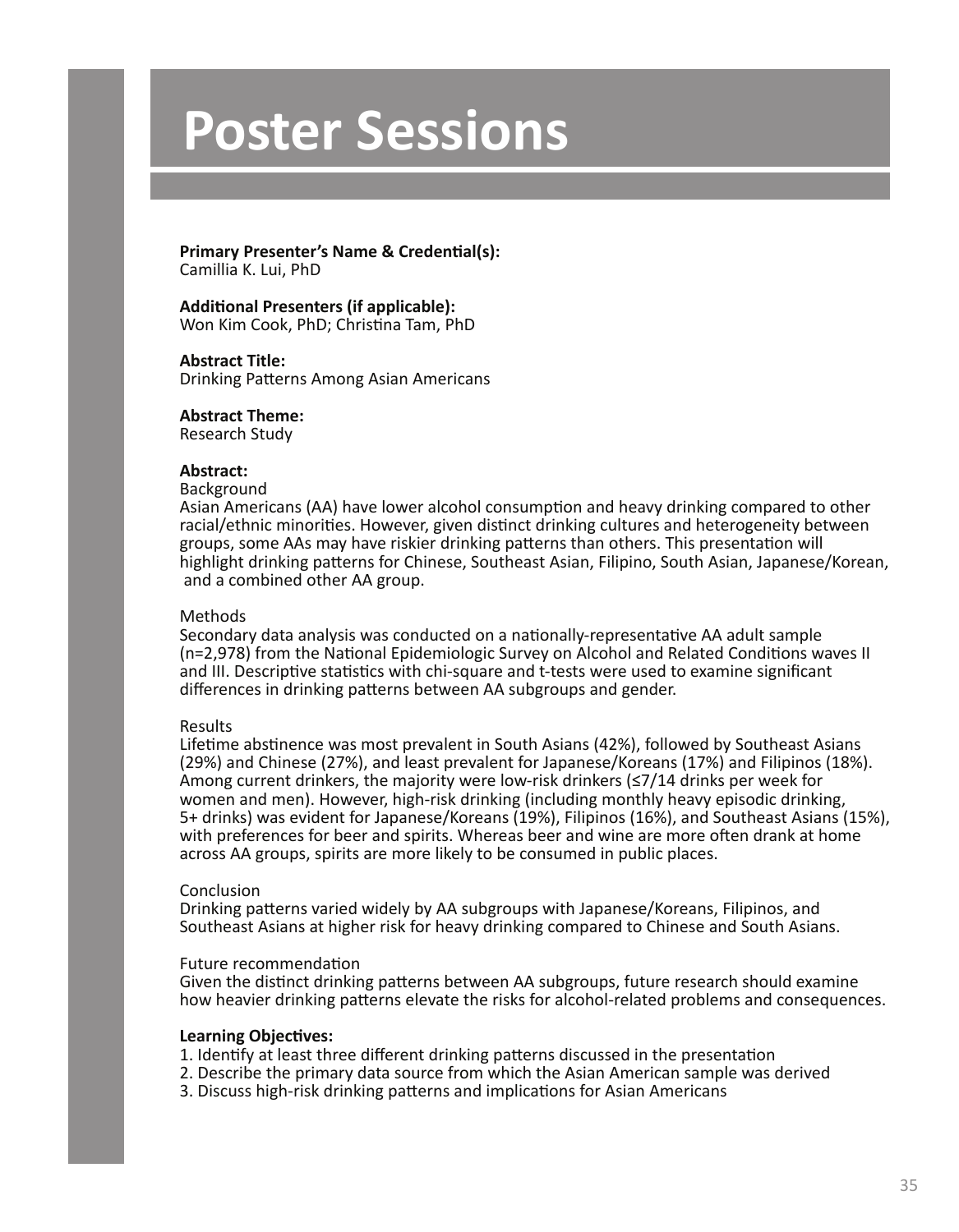# Poster Sessions

**Primary Presenter's Name & Credential(s):**
Camillia K. Lui, PhD

**Additional Presenters (if applicable):**
Won Kim Cook, PhD; Christina Tam, PhD

**Abstract Title:**
Drinking Patterns Among Asian Americans

**Abstract Theme:**
Research Study

**Abstract:**

Background
Asian Americans (AA) have lower alcohol consumption and heavy drinking compared to other racial/ethnic minorities. However, given distinct drinking cultures and heterogeneity between groups, some AAs may have riskier drinking patterns than others. This presentation will highlight drinking patterns for Chinese, Southeast Asian, Filipino, South Asian, Japanese/Korean, and a combined other AA group.

Methods
Secondary data analysis was conducted on a nationally-representative AA adult sample (n=2,978) from the National Epidemiologic Survey on Alcohol and Related Conditions waves II and III. Descriptive statistics with chi-square and t-tests were used to examine significant differences in drinking patterns between AA subgroups and gender.

Results
Lifetime abstinence was most prevalent in South Asians (42%), followed by Southeast Asians (29%) and Chinese (27%), and least prevalent for Japanese/Koreans (17%) and Filipinos (18%). Among current drinkers, the majority were low-risk drinkers (≤7/14 drinks per week for women and men). However, high-risk drinking (including monthly heavy episodic drinking, 5+ drinks) was evident for Japanese/Koreans (19%), Filipinos (16%), and Southeast Asians (15%), with preferences for beer and spirits. Whereas beer and wine are more often drank at home across AA groups, spirits are more likely to be consumed in public places.

Conclusion
Drinking patterns varied widely by AA subgroups with Japanese/Koreans, Filipinos, and Southeast Asians at higher risk for heavy drinking compared to Chinese and South Asians.

Future recommendation
Given the distinct drinking patterns between AA subgroups, future research should examine how heavier drinking patterns elevate the risks for alcohol-related problems and consequences.

**Learning Objectives:**

1. Identify at least three different drinking patterns discussed in the presentation
2. Describe the primary data source from which the Asian American sample was derived
3. Discuss high-risk drinking patterns and implications for Asian Americans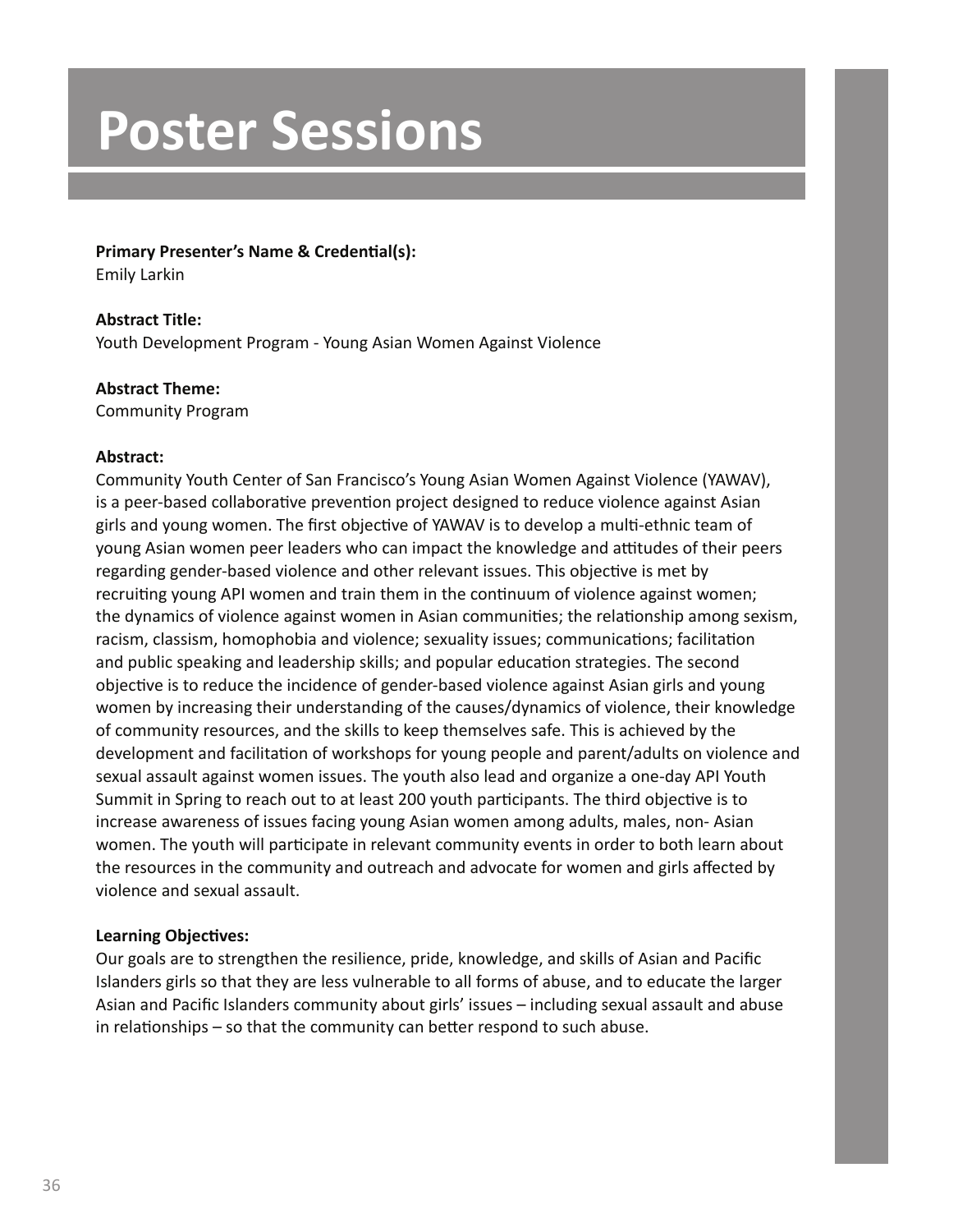# Poster Sessions

**Primary Presenter's Name & Credential(s):**
Emily Larkin

**Abstract Title:**
Youth Development Program - Young Asian Women Against Violence

**Abstract Theme:**
Community Program

**Abstract:**
Community Youth Center of San Francisco's Young Asian Women Against Violence (YAWAV), is a peer-based collaborative prevention project designed to reduce violence against Asian girls and young women. The first objective of YAWAV is to develop a multi-ethnic team of young Asian women peer leaders who can impact the knowledge and attitudes of their peers regarding gender-based violence and other relevant issues. This objective is met by recruiting young API women and train them in the continuum of violence against women; the dynamics of violence against women in Asian communities; the relationship among sexism, racism, classism, homophobia and violence; sexuality issues; communications; facilitation and public speaking and leadership skills; and popular education strategies. The second objective is to reduce the incidence of gender-based violence against Asian girls and young women by increasing their understanding of the causes/dynamics of violence, their knowledge of community resources, and the skills to keep themselves safe. This is achieved by the development and facilitation of workshops for young people and parent/adults on violence and sexual assault against women issues. The youth also lead and organize a one-day API Youth Summit in Spring to reach out to at least 200 youth participants. The third objective is to increase awareness of issues facing young Asian women among adults, males, non- Asian women. The youth will participate in relevant community events in order to both learn about the resources in the community and outreach and advocate for women and girls affected by violence and sexual assault.

**Learning Objectives:**
Our goals are to strengthen the resilience, pride, knowledge, and skills of Asian and Pacific Islanders girls so that they are less vulnerable to all forms of abuse, and to educate the larger Asian and Pacific Islanders community about girls' issues – including sexual assault and abuse in relationships – so that the community can better respond to such abuse.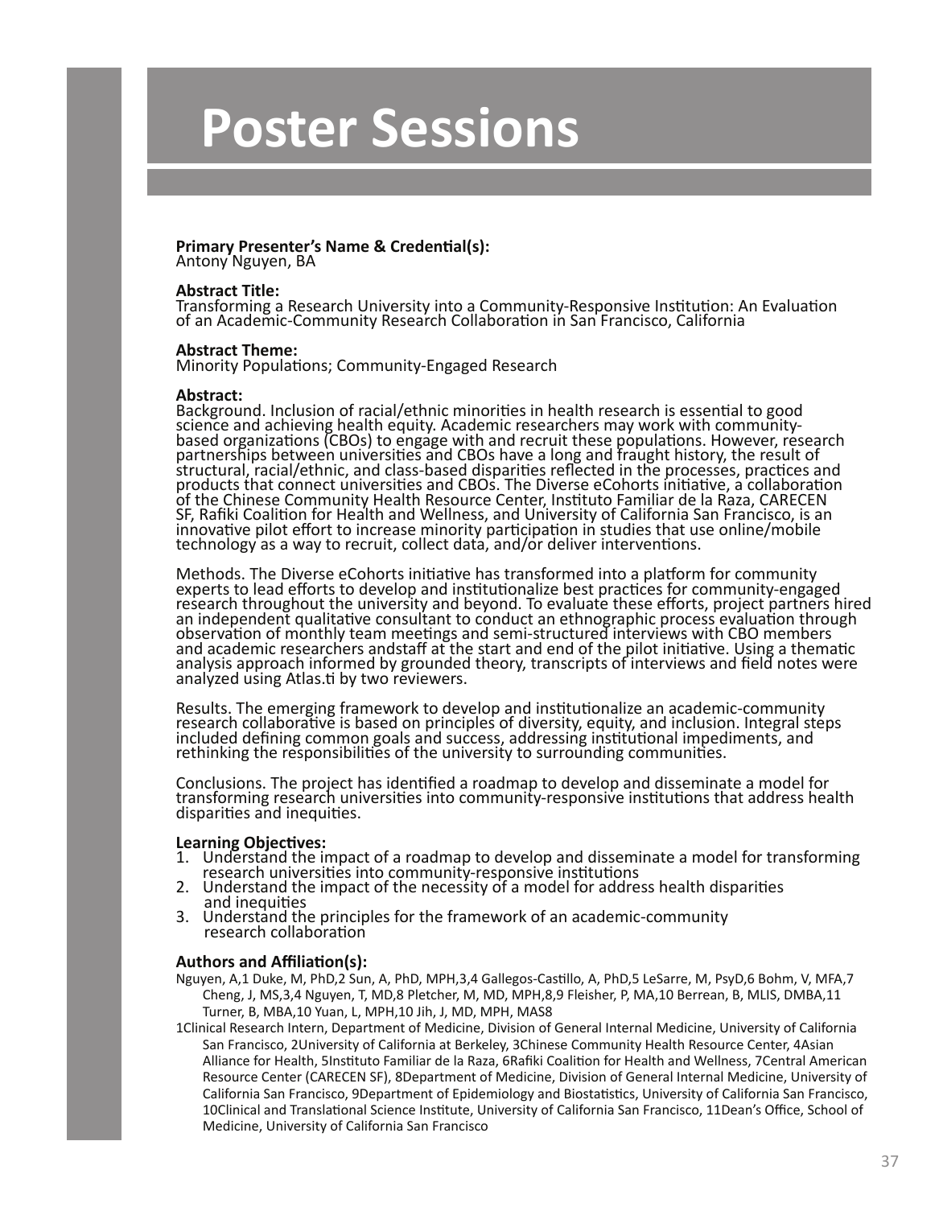# Poster Sessions

**Primary Presenter's Name & Credential(s):**
Antony Nguyen, BA

**Abstract Title:**
Transforming a Research University into a Community-Responsive Institution: An Evaluation of an Academic-Community Research Collaboration in San Francisco, California

**Abstract Theme:**
Minority Populations; Community-Engaged Research

**Abstract:**
Background. Inclusion of racial/ethnic minorities in health research is essential to good science and achieving health equity. Academic researchers may work with community-based organizations (CBOs) to engage with and recruit these populations. However, research partnerships between universities and CBOs have a long and fraught history, the result of structural, racial/ethnic, and class-based disparities reflected in the processes, practices and products that connect universities and CBOs. The Diverse eCohorts initiative, a collaboration of the Chinese Community Health Resource Center, Instituto Familiar de la Raza, CARECEN SF, Rafiki Coalition for Health and Wellness, and University of California San Francisco, is an innovative pilot effort to increase minority participation in studies that use online/mobile technology as a way to recruit, collect data, and/or deliver interventions.

Methods. The Diverse eCohorts initiative has transformed into a platform for community experts to lead efforts to develop and institutionalize best practices for community-engaged research throughout the university and beyond. To evaluate these efforts, project partners hired an independent qualitative consultant to conduct an ethnographic process evaluation through observation of monthly team meetings and semi-structured interviews with CBO members and academic researchers andstaff at the start and end of the pilot initiative. Using a thematic analysis approach informed by grounded theory, transcripts of interviews and field notes were analyzed using Atlas.ti by two reviewers.

Results. The emerging framework to develop and institutionalize an academic-community research collaborative is based on principles of diversity, equity, and inclusion. Integral steps included defining common goals and success, addressing institutional impediments, and rethinking the responsibilities of the university to surrounding communities.

Conclusions. The project has identified a roadmap to develop and disseminate a model for transforming research universities into community-responsive institutions that address health disparities and inequities.

**Learning Objectives:**

1. Understand the impact of a roadmap to develop and disseminate a model for transforming research universities into community-responsive institutions
2. Understand the impact of the necessity of a model for address health disparities and inequities
3. Understand the principles for the framework of an academic-community research collaboration

**Authors and Affiliation(s):**
Nguyen, A,1 Duke, M, PhD,2 Sun, A, PhD, MPH,3,4 Gallegos-Castillo, A, PhD,5 LeSarre, M, PsyD,6 Bohm, V, MFA,7 Cheng, J, MS,3,4 Nguyen, T, MD,8 Pletcher, M, MD, MPH,8,9 Fleisher, P, MA,10 Berrean, B, MLIS, DMBA,11 Turner, B, MBA,10 Yuan, L, MPH,10 Jih, J, MD, MPH, MAS8

1Clinical Research Intern, Department of Medicine, Division of General Internal Medicine, University of California San Francisco, 2University of California at Berkeley, 3Chinese Community Health Resource Center, 4Asian Alliance for Health, 5Instituto Familiar de la Raza, 6Rafiki Coalition for Health and Wellness, 7Central American Resource Center (CARECEN SF), 8Department of Medicine, Division of General Internal Medicine, University of California San Francisco, 9Department of Epidemiology and Biostatistics, University of California San Francisco, 10Clinical and Translational Science Institute, University of California San Francisco, 11Dean's Office, School of Medicine, University of California San Francisco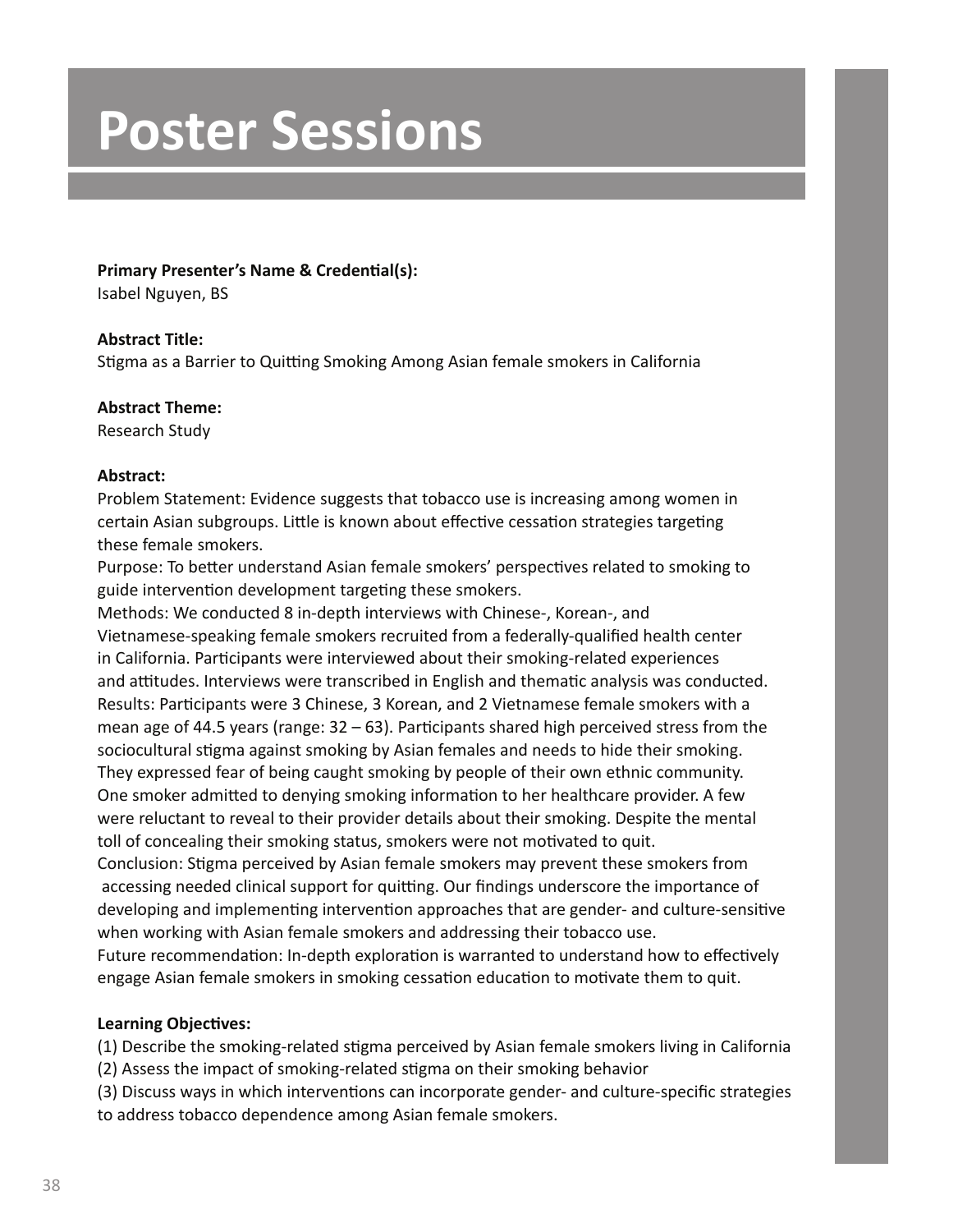# Poster Sessions

**Primary Presenter's Name & Credential(s):**
Isabel Nguyen, BS

**Abstract Title:**
Stigma as a Barrier to Quitting Smoking Among Asian female smokers in California

**Abstract Theme:**
Research Study

**Abstract:**
Problem Statement: Evidence suggests that tobacco use is increasing among women in certain Asian subgroups. Little is known about effective cessation strategies targeting these female smokers.
Purpose: To better understand Asian female smokers' perspectives related to smoking to guide intervention development targeting these smokers.
Methods: We conducted 8 in-depth interviews with Chinese-, Korean-, and Vietnamese-speaking female smokers recruited from a federally-qualified health center in California. Participants were interviewed about their smoking-related experiences and attitudes. Interviews were transcribed in English and thematic analysis was conducted.
Results: Participants were 3 Chinese, 3 Korean, and 2 Vietnamese female smokers with a mean age of 44.5 years (range: 32 – 63). Participants shared high perceived stress from the sociocultural stigma against smoking by Asian females and needs to hide their smoking. They expressed fear of being caught smoking by people of their own ethnic community. One smoker admitted to denying smoking information to her healthcare provider. A few were reluctant to reveal to their provider details about their smoking. Despite the mental toll of concealing their smoking status, smokers were not motivated to quit.
Conclusion: Stigma perceived by Asian female smokers may prevent these smokers from accessing needed clinical support for quitting. Our findings underscore the importance of developing and implementing intervention approaches that are gender- and culture-sensitive when working with Asian female smokers and addressing their tobacco use.
Future recommendation: In-depth exploration is warranted to understand how to effectively engage Asian female smokers in smoking cessation education to motivate them to quit.

**Learning Objectives:**
(1) Describe the smoking-related stigma perceived by Asian female smokers living in California
(2) Assess the impact of smoking-related stigma on their smoking behavior
(3) Discuss ways in which interventions can incorporate gender- and culture-specific strategies to address tobacco dependence among Asian female smokers.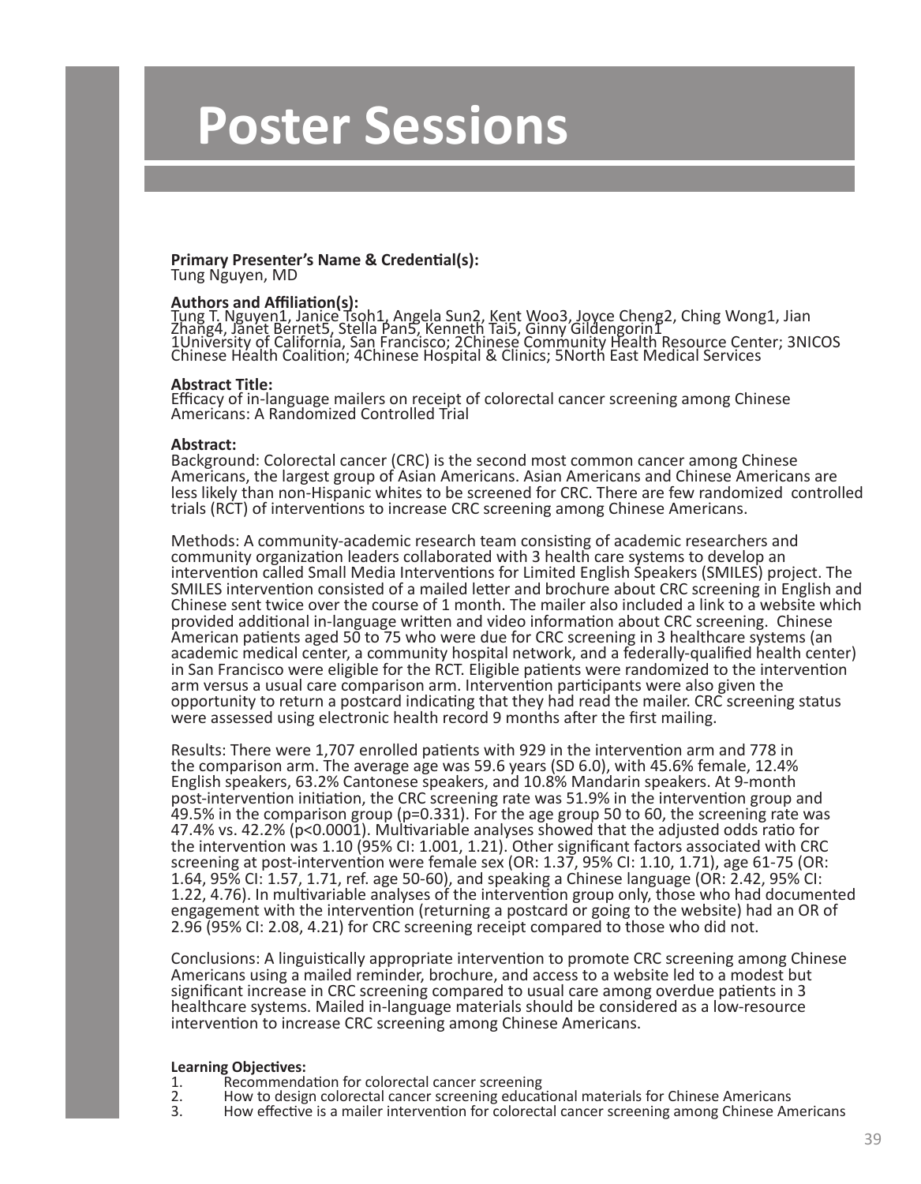// Poster Sessions

**Primary Presenter's Name & Credential(s):**
Tung Nguyen, MD

**Authors and Affiliation(s):**
Tung T. Nguyen[1], Janice Tsoh[1], Angela Sun[2], Kent Woo[3], Joyce Cheng[2], Ching Wong[1], Jian Zhang[4], Janet Bernet[5], Stella Pan[5], Kenneth Tai[5], Ginny Gildengorin[1]
[1]University of California, San Francisco; [2]Chinese Community Health Resource Center; [3]NICOS Chinese Health Coalition; [4]Chinese Hospital & Clinics; [5]North East Medical Services

**Abstract Title:**
Efficacy of in-language mailers on receipt of colorectal cancer screening among Chinese Americans: A Randomized Controlled Trial

**Abstract:**
Background: Colorectal cancer (CRC) is the second most common cancer among Chinese Americans, the largest group of Asian Americans. Asian Americans and Chinese Americans are less likely than non-Hispanic whites to be screened for CRC. There are few randomized controlled trials (RCT) of interventions to increase CRC screening among Chinese Americans.

Methods: A community-academic research team consisting of academic researchers and community organization leaders collaborated with 3 health care systems to develop an intervention called Small Media Interventions for Limited English Speakers (SMILES) project. The SMILES intervention consisted of a mailed letter and brochure about CRC screening in English and Chinese sent twice over the course of 1 month. The mailer also included a link to a website which provided additional in-language written and video information about CRC screening. Chinese American patients aged 50 to 75 who were due for CRC screening in 3 healthcare systems (an academic medical center, a community hospital network, and a federally-qualified health center) in San Francisco were eligible for the RCT. Eligible patients were randomized to the intervention arm versus a usual care comparison arm. Intervention participants were also given the opportunity to return a postcard indicating that they had read the mailer. CRC screening status were assessed using electronic health record 9 months after the first mailing.

Results: There were 1,707 enrolled patients with 929 in the intervention arm and 778 in the comparison arm. The average age was 59.6 years (SD 6.0), with 45.6% female, 12.4% English speakers, 63.2% Cantonese speakers, and 10.8% Mandarin speakers. At 9-month post-intervention initiation, the CRC screening rate was 51.9% in the intervention group and 49.5% in the comparison group ($p=0.331$). For the age group 50 to 60, the screening rate was 47.4% vs. 42.2% ($p<0.0001$). Multivariable analyses showed that the adjusted odds ratio for the intervention was 1.10 (95% CI: 1.001, 1.21). Other significant factors associated with CRC screening at post-intervention were female sex (OR: 1.37, 95% CI: 1.10, 1.71), age 61-75 (OR: 1.64, 95% CI: 1.57, 1.71, ref. age 50-60), and speaking a Chinese language (OR: 2.42, 95% CI: 1.22, 4.76). In multivariable analyses of the intervention group only, those who had documented engagement with the intervention (returning a postcard or going to the website) had an OR of 2.96 (95% CI: 2.08, 4.21) for CRC screening receipt compared to those who did not.

Conclusions: A linguistically appropriate intervention to promote CRC screening among Chinese Americans using a mailed reminder, brochure, and access to a website led to a modest but significant increase in CRC screening compared to usual care among overdue patients in 3 healthcare systems. Mailed in-language materials should be considered as a low-resource intervention to increase CRC screening among Chinese Americans.

**Learning Objectives:**
1. Recommendation for colorectal cancer screening
2. How to design colorectal cancer screening educational materials for Chinese Americans
3. How effective is a mailer intervention for colorectal cancer screening among Chinese Americans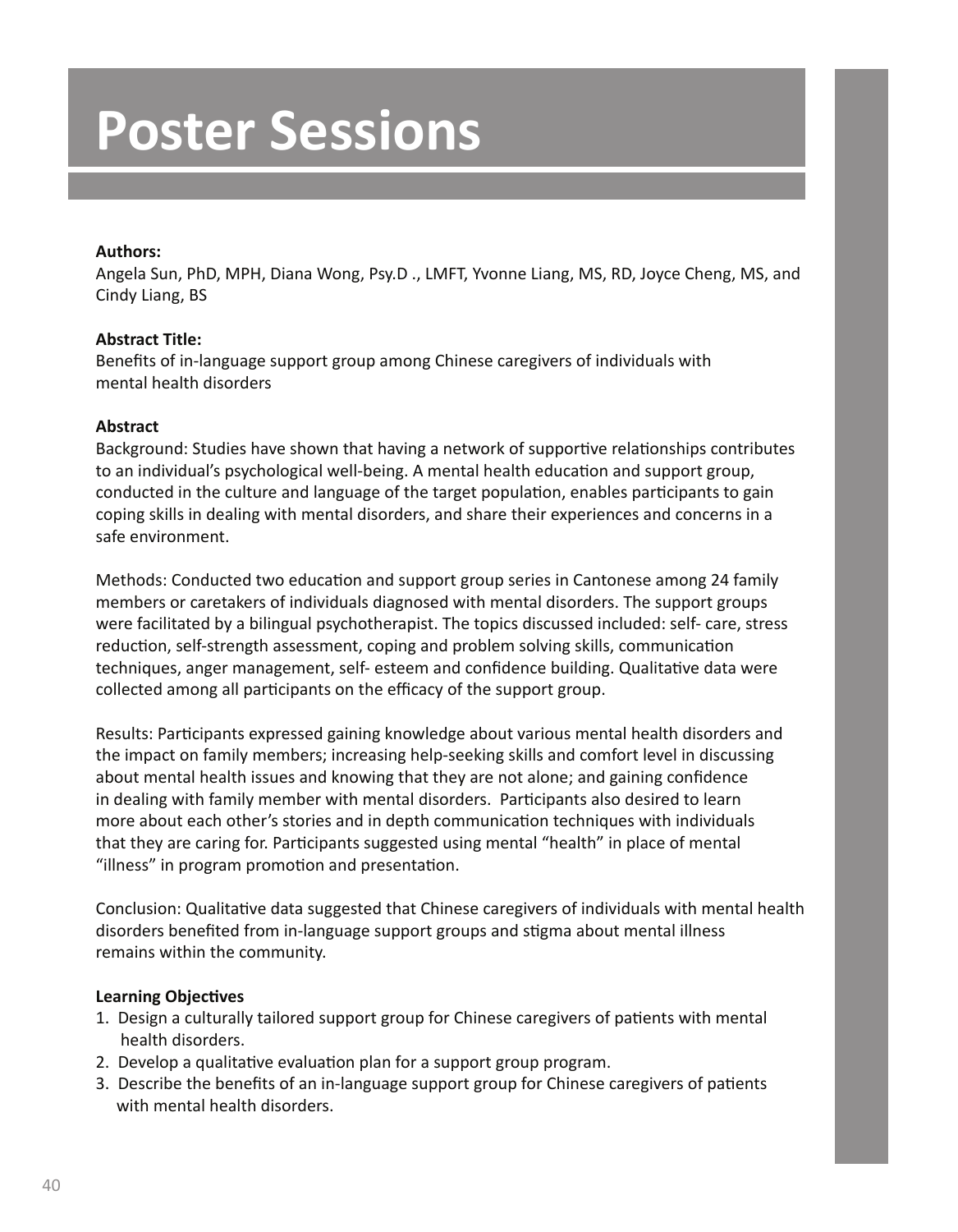# Poster Sessions

**Authors:**
Angela Sun, PhD, MPH, Diana Wong, Psy.D ., LMFT, Yvonne Liang, MS, RD, Joyce Cheng, MS, and Cindy Liang, BS

**Abstract Title:**
Benefits of in-language support group among Chinese caregivers of individuals with mental health disorders

**Abstract**
Background: Studies have shown that having a network of supportive relationships contributes to an individual's psychological well-being. A mental health education and support group, conducted in the culture and language of the target population, enables participants to gain coping skills in dealing with mental disorders, and share their experiences and concerns in a safe environment.

Methods: Conducted two education and support group series in Cantonese among 24 family members or caretakers of individuals diagnosed with mental disorders. The support groups were facilitated by a bilingual psychotherapist. The topics discussed included: self- care, stress reduction, self-strength assessment, coping and problem solving skills, communication techniques, anger management, self- esteem and confidence building. Qualitative data were collected among all participants on the efficacy of the support group.

Results: Participants expressed gaining knowledge about various mental health disorders and the impact on family members; increasing help-seeking skills and comfort level in discussing about mental health issues and knowing that they are not alone; and gaining confidence in dealing with family member with mental disorders. Participants also desired to learn more about each other's stories and in depth communication techniques with individuals that they are caring for. Participants suggested using mental "health" in place of mental "illness" in program promotion and presentation.

Conclusion: Qualitative data suggested that Chinese caregivers of individuals with mental health disorders benefited from in-language support groups and stigma about mental illness remains within the community.

**Learning Objectives**
1. Design a culturally tailored support group for Chinese caregivers of patients with mental health disorders.
2. Develop a qualitative evaluation plan for a support group program.
3. Describe the benefits of an in-language support group for Chinese caregivers of patients with mental health disorders.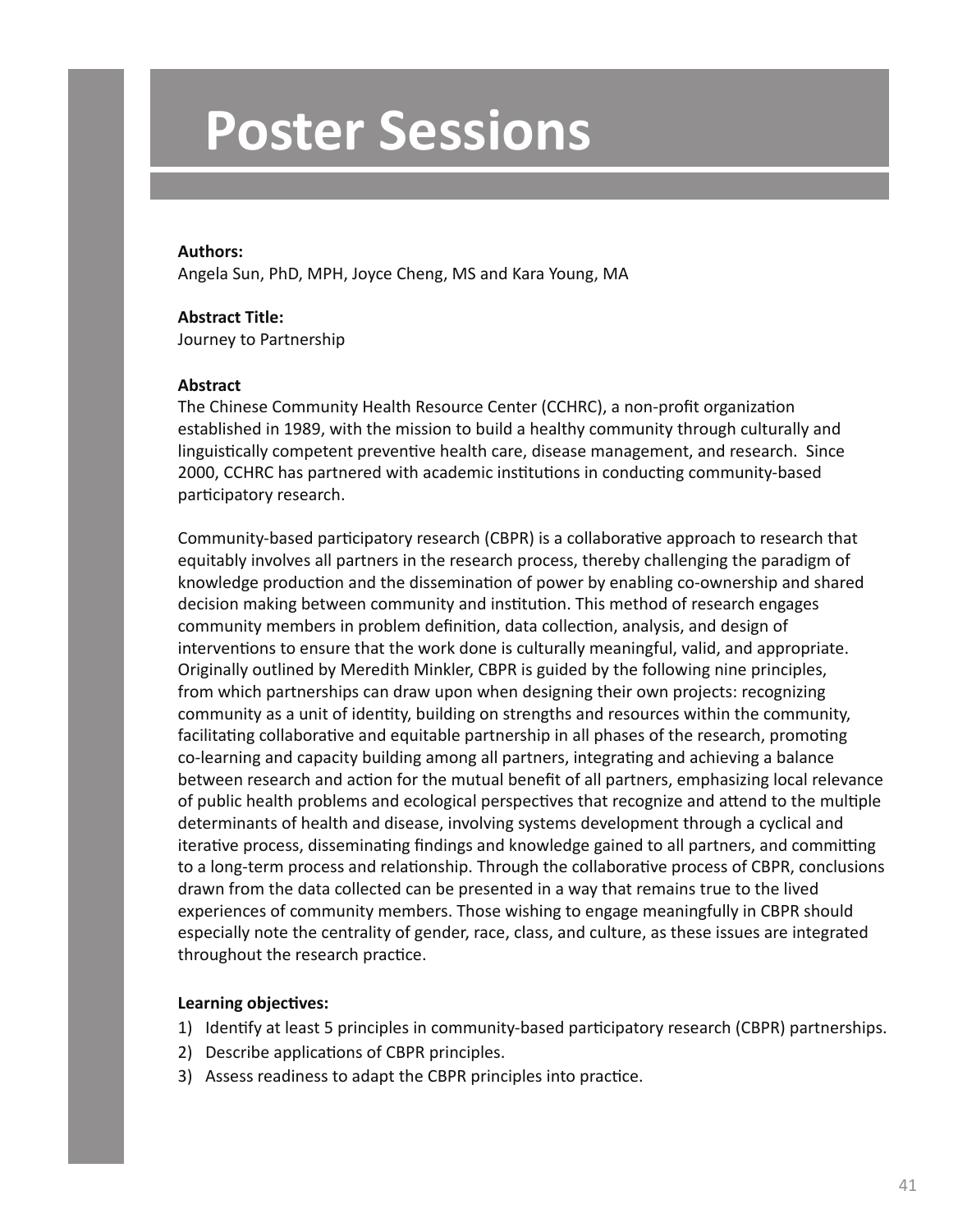# Poster Sessions

**Authors:**
Angela Sun, PhD, MPH, Joyce Cheng, MS and Kara Young, MA

**Abstract Title:**
Journey to Partnership

**Abstract**
The Chinese Community Health Resource Center (CCHRC), a non-profit organization established in 1989, with the mission to build a healthy community through culturally and linguistically competent preventive health care, disease management, and research. Since 2000, CCHRC has partnered with academic institutions in conducting community-based participatory research.

Community-based participatory research (CBPR) is a collaborative approach to research that equitably involves all partners in the research process, thereby challenging the paradigm of knowledge production and the dissemination of power by enabling co-ownership and shared decision making between community and institution. This method of research engages community members in problem definition, data collection, analysis, and design of interventions to ensure that the work done is culturally meaningful, valid, and appropriate. Originally outlined by Meredith Minkler, CBPR is guided by the following nine principles, from which partnerships can draw upon when designing their own projects: recognizing community as a unit of identity, building on strengths and resources within the community, facilitating collaborative and equitable partnership in all phases of the research, promoting co-learning and capacity building among all partners, integrating and achieving a balance between research and action for the mutual benefit of all partners, emphasizing local relevance of public health problems and ecological perspectives that recognize and attend to the multiple determinants of health and disease, involving systems development through a cyclical and iterative process, disseminating findings and knowledge gained to all partners, and committing to a long-term process and relationship. Through the collaborative process of CBPR, conclusions drawn from the data collected can be presented in a way that remains true to the lived experiences of community members. Those wishing to engage meaningfully in CBPR should especially note the centrality of gender, race, class, and culture, as these issues are integrated throughout the research practice.

**Learning objectives:**

1) Identify at least 5 principles in community-based participatory research (CBPR) partnerships.
2) Describe applications of CBPR principles.
3) Assess readiness to adapt the CBPR principles into practice.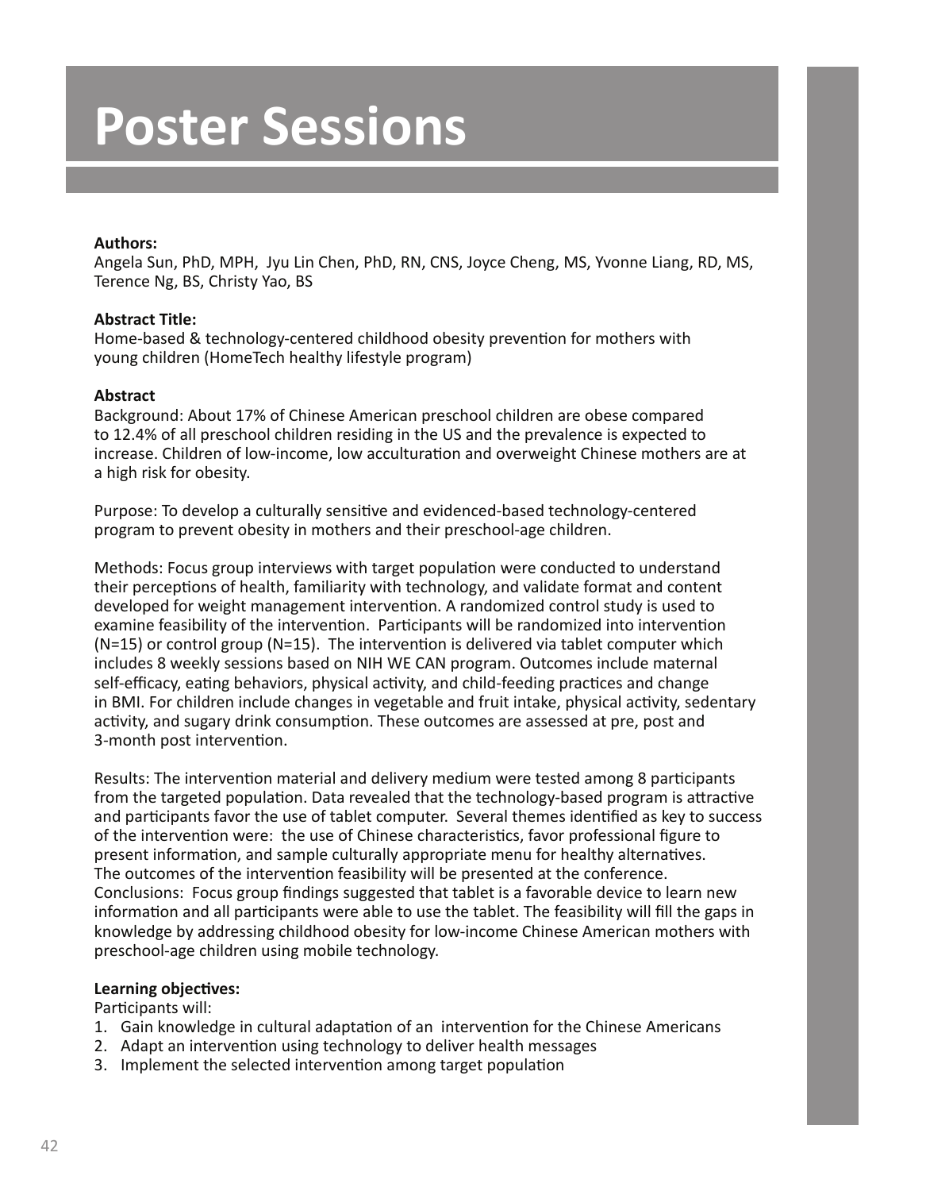# Poster Sessions

**Authors:**
Angela Sun, PhD, MPH, Jyu Lin Chen, PhD, RN, CNS, Joyce Cheng, MS, Yvonne Liang, RD, MS, Terence Ng, BS, Christy Yao, BS

**Abstract Title:**
Home-based & technology-centered childhood obesity prevention for mothers with young children (HomeTech healthy lifestyle program)

**Abstract**
Background: About 17% of Chinese American preschool children are obese compared to 12.4% of all preschool children residing in the US and the prevalence is expected to increase. Children of low-income, low acculturation and overweight Chinese mothers are at a high risk for obesity.

Purpose: To develop a culturally sensitive and evidenced-based technology-centered program to prevent obesity in mothers and their preschool-age children.

Methods: Focus group interviews with target population were conducted to understand their perceptions of health, familiarity with technology, and validate format and content developed for weight management intervention. A randomized control study is used to examine feasibility of the intervention. Participants will be randomized into intervention (N=15) or control group (N=15). The intervention is delivered via tablet computer which includes 8 weekly sessions based on NIH WE CAN program. Outcomes include maternal self-efficacy, eating behaviors, physical activity, and child-feeding practices and change in BMI. For children include changes in vegetable and fruit intake, physical activity, sedentary activity, and sugary drink consumption. These outcomes are assessed at pre, post and 3-month post intervention.

Results: The intervention material and delivery medium were tested among 8 participants from the targeted population. Data revealed that the technology-based program is attractive and participants favor the use of tablet computer. Several themes identified as key to success of the intervention were: the use of Chinese characteristics, favor professional figure to present information, and sample culturally appropriate menu for healthy alternatives. The outcomes of the intervention feasibility will be presented at the conference.
Conclusions: Focus group findings suggested that tablet is a favorable device to learn new information and all participants were able to use the tablet. The feasibility will fill the gaps in knowledge by addressing childhood obesity for low-income Chinese American mothers with preschool-age children using mobile technology.

**Learning objectives:**
Participants will:
1. Gain knowledge in cultural adaptation of an intervention for the Chinese Americans
2. Adapt an intervention using technology to deliver health messages
3. Implement the selected intervention among target population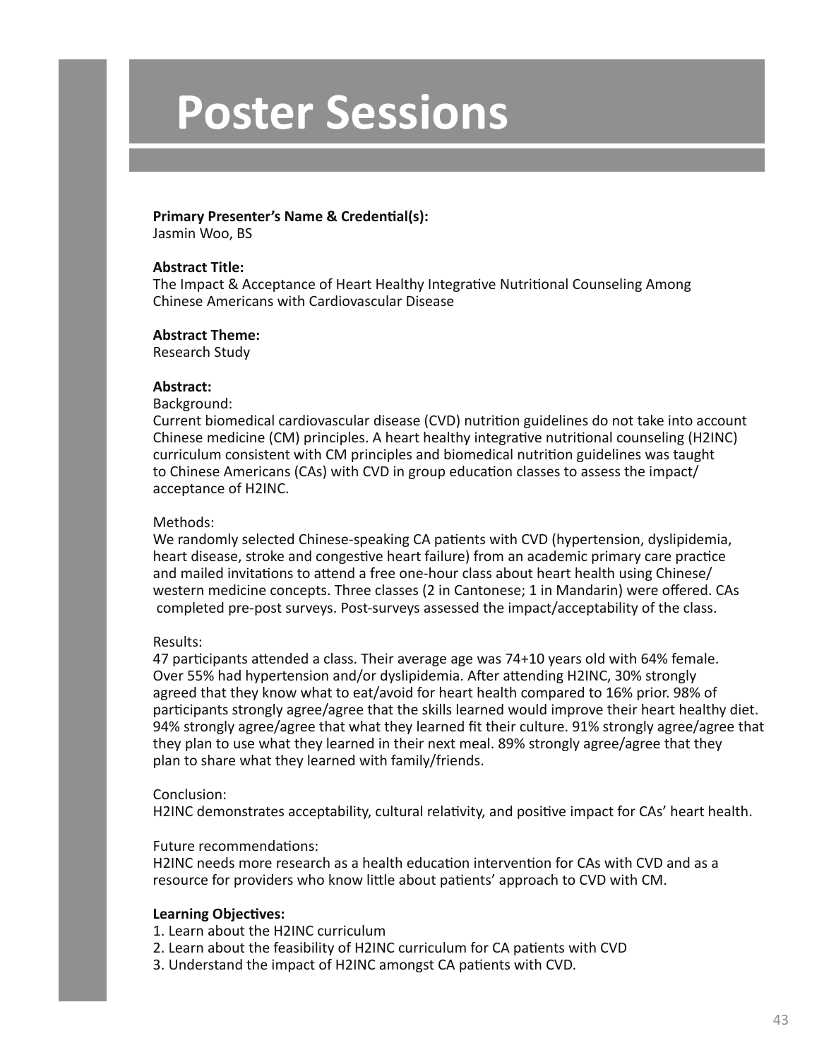# Poster Sessions

**Primary Presenter's Name & Credential(s):**
Jasmin Woo, BS

**Abstract Title:**
The Impact & Acceptance of Heart Healthy Integrative Nutritional Counseling Among Chinese Americans with Cardiovascular Disease

**Abstract Theme:**
Research Study

**Abstract:**

Background:
Current biomedical cardiovascular disease (CVD) nutrition guidelines do not take into account Chinese medicine (CM) principles. A heart healthy integrative nutritional counseling (H2INC) curriculum consistent with CM principles and biomedical nutrition guidelines was taught to Chinese Americans (CAs) with CVD in group education classes to assess the impact/acceptance of H2INC.

Methods:
We randomly selected Chinese-speaking CA patients with CVD (hypertension, dyslipidemia, heart disease, stroke and congestive heart failure) from an academic primary care practice and mailed invitations to attend a free one-hour class about heart health using Chinese/western medicine concepts. Three classes (2 in Cantonese; 1 in Mandarin) were offered. CAs completed pre-post surveys. Post-surveys assessed the impact/acceptability of the class.

Results:
47 participants attended a class. Their average age was 74+10 years old with 64% female. Over 55% had hypertension and/or dyslipidemia. After attending H2INC, 30% strongly agreed that they know what to eat/avoid for heart health compared to 16% prior. 98% of participants strongly agree/agree that the skills learned would improve their heart healthy diet. 94% strongly agree/agree that what they learned fit their culture. 91% strongly agree/agree that they plan to use what they learned in their next meal. 89% strongly agree/agree that they plan to share what they learned with family/friends.

Conclusion:
H2INC demonstrates acceptability, cultural relativity, and positive impact for CAs' heart health.

Future recommendations:
H2INC needs more research as a health education intervention for CAs with CVD and as a resource for providers who know little about patients' approach to CVD with CM.

**Learning Objectives:**
1. Learn about the H2INC curriculum
2. Learn about the feasibility of H2INC curriculum for CA patients with CVD
3. Understand the impact of H2INC amongst CA patients with CVD.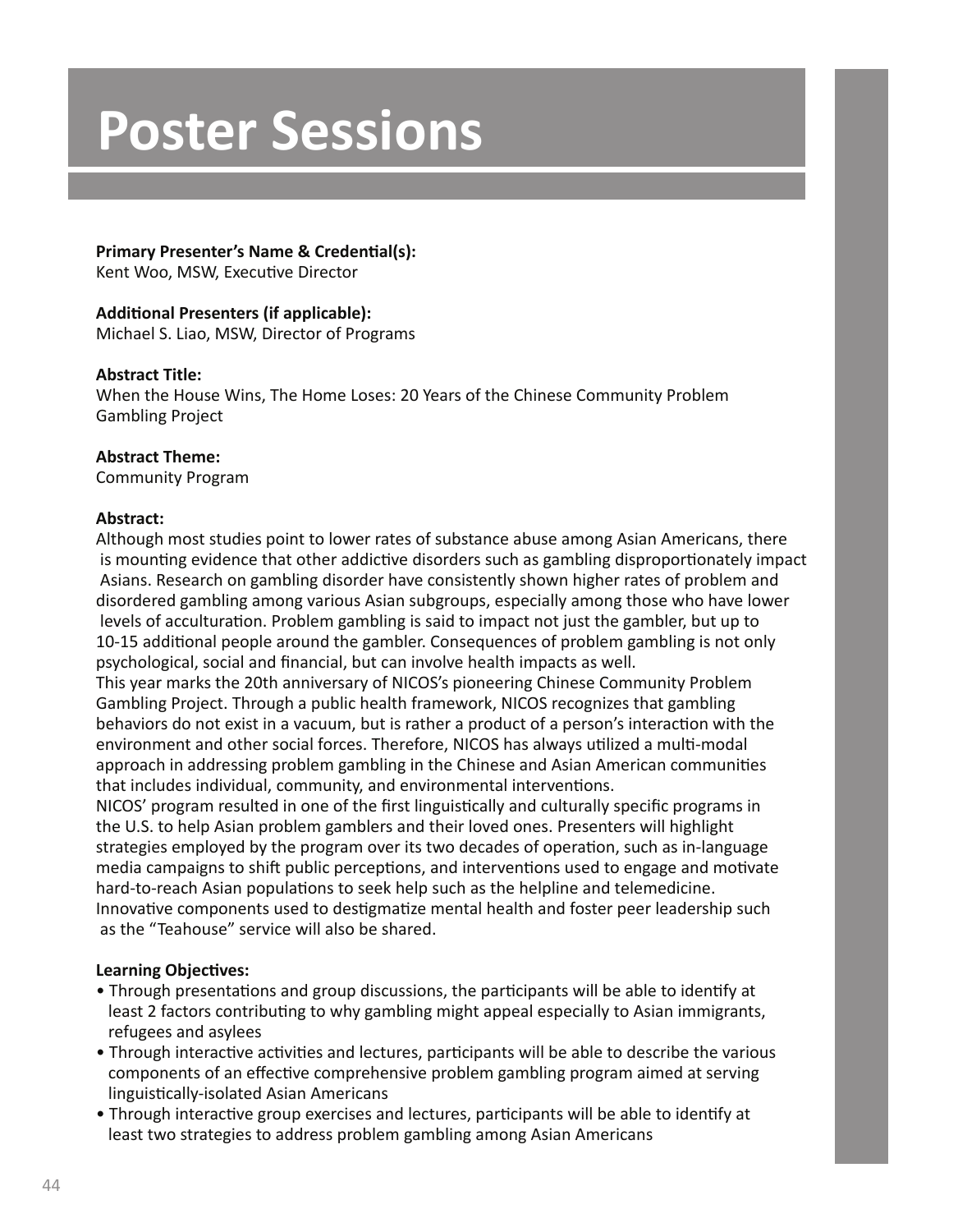# Poster Sessions

**Primary Presenter's Name & Credential(s):**
Kent Woo, MSW, Executive Director

**Additional Presenters (if applicable):**
Michael S. Liao, MSW, Director of Programs

**Abstract Title:**
When the House Wins, The Home Loses: 20 Years of the Chinese Community Problem Gambling Project

**Abstract Theme:**
Community Program

**Abstract:**
Although most studies point to lower rates of substance abuse among Asian Americans, there is mounting evidence that other addictive disorders such as gambling disproportionately impact Asians. Research on gambling disorder have consistently shown higher rates of problem and disordered gambling among various Asian subgroups, especially among those who have lower levels of acculturation. Problem gambling is said to impact not just the gambler, but up to 10-15 additional people around the gambler. Consequences of problem gambling is not only psychological, social and financial, but can involve health impacts as well.
This year marks the 20th anniversary of NICOS's pioneering Chinese Community Problem Gambling Project. Through a public health framework, NICOS recognizes that gambling behaviors do not exist in a vacuum, but is rather a product of a person's interaction with the environment and other social forces. Therefore, NICOS has always utilized a multi-modal approach in addressing problem gambling in the Chinese and Asian American communities that includes individual, community, and environmental interventions.
NICOS' program resulted in one of the first linguistically and culturally specific programs in the U.S. to help Asian problem gamblers and their loved ones. Presenters will highlight strategies employed by the program over its two decades of operation, such as in-language media campaigns to shift public perceptions, and interventions used to engage and motivate hard-to-reach Asian populations to seek help such as the helpline and telemedicine. Innovative components used to destigmatize mental health and foster peer leadership such as the "Teahouse" service will also be shared.

**Learning Objectives:**

- Through presentations and group discussions, the participants will be able to identify at least 2 factors contributing to why gambling might appeal especially to Asian immigrants, refugees and asylees
- Through interactive activities and lectures, participants will be able to describe the various components of an effective comprehensive problem gambling program aimed at serving linguistically-isolated Asian Americans
- Through interactive group exercises and lectures, participants will be able to identify at least two strategies to address problem gambling among Asian Americans